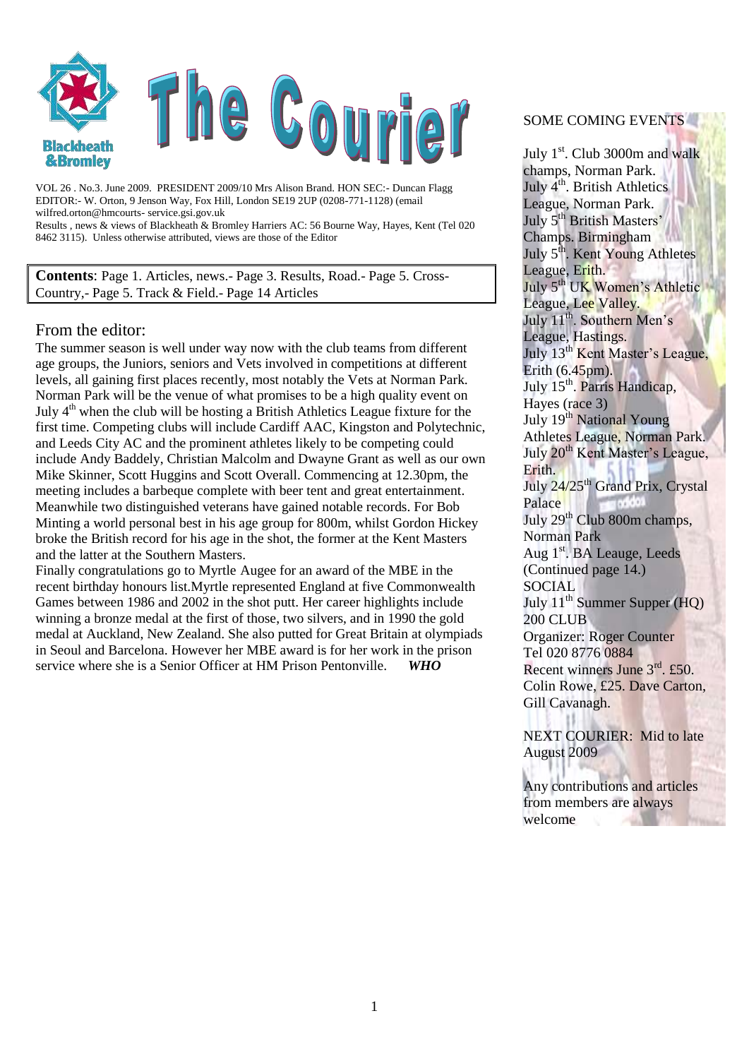# The Courier

VOL 26 . No.3. June 2009. PRESIDENT 2009/10 Mrs Alison Brand. HON SEC:- Duncan Flagg
EDITOR:- W. Orton, 9 Jenson Way, Fox Hill, London SE19 2UP (0208-771-1128) (email wilfred.orton@hmcourts- service.gsi.gov.uk
Results , news & views of Blackheath & Bromley Harriers AC: 56 Bourne Way, Hayes, Kent (Tel 020 8462 3115). Unless otherwise attributed, views are those of the Editor

**Contents**: Page 1. Articles, news.- Page 3. Results, Road.- Page 5. Cross-Country,- Page 5. Track & Field.- Page 14 Articles

## From the editor:

The summer season is well under way now with the club teams from different age groups, the Juniors, seniors and Vets involved in competitions at different levels, all gaining first places recently, most notably the Vets at Norman Park. Norman Park will be the venue of what promises to be a high quality event on July 4th when the club will be hosting a British Athletics League fixture for the first time. Competing clubs will include Cardiff AAC, Kingston and Polytechnic, and Leeds City AC and the prominent athletes likely to be competing could include Andy Baddely, Christian Malcolm and Dwayne Grant as well as our own Mike Skinner, Scott Huggins and Scott Overall. Commencing at 12.30pm, the meeting includes a barbeque complete with beer tent and great entertainment. Meanwhile two distinguished veterans have gained notable records. For Bob Minting a world personal best in his age group for 800m, whilst Gordon Hickey broke the British record for his age in the shot, the former at the Kent Masters and the latter at the Southern Masters.

Finally congratulations go to Myrtle Augee for an award of the MBE in the recent birthday honours list.Myrtle represented England at five Commonwealth Games between 1986 and 2002 in the shot putt. Her career highlights include winning a bronze medal at the first of those, two silvers, and in 1990 the gold medal at Auckland, New Zealand. She also putted for Great Britain at olympiads in Seoul and Barcelona. However her MBE award is for her work in the prison service where she is a Senior Officer at HM Prison Pentonville. ***WHO***

## SOME COMING EVENTS

July 1st. Club 3000m and walk champs, Norman Park.
July 4th. British Athletics League, Norman Park.
July 5th British Masters' Champs. Birmingham
July 5th. Kent Young Athletes League, Erith.
July 5th UK Women's Athletic League, Lee Valley.
July 11th. Southern Men's League, Hastings.
July 13th Kent Master's League, Erith (6.45pm).
July 15th. Parris Handicap, Hayes (race 3)
July 19th National Young Athletes League, Norman Park.
July 20th Kent Master's League, Erith.
July 24/25th Grand Prix, Crystal Palace
July 29th Club 800m champs, Norman Park
Aug 1st. BA Leauge, Leeds
(Continued page 14.)

SOCIAL
July 11th Summer Supper (HQ)

200 CLUB
Organizer: Roger Counter
Tel 020 8776 0884
Recent winners June 3rd. £50. Colin Rowe, £25. Dave Carton, Gill Cavanagh.

NEXT COURIER: Mid to late August 2009

Any contributions and articles from members are always welcome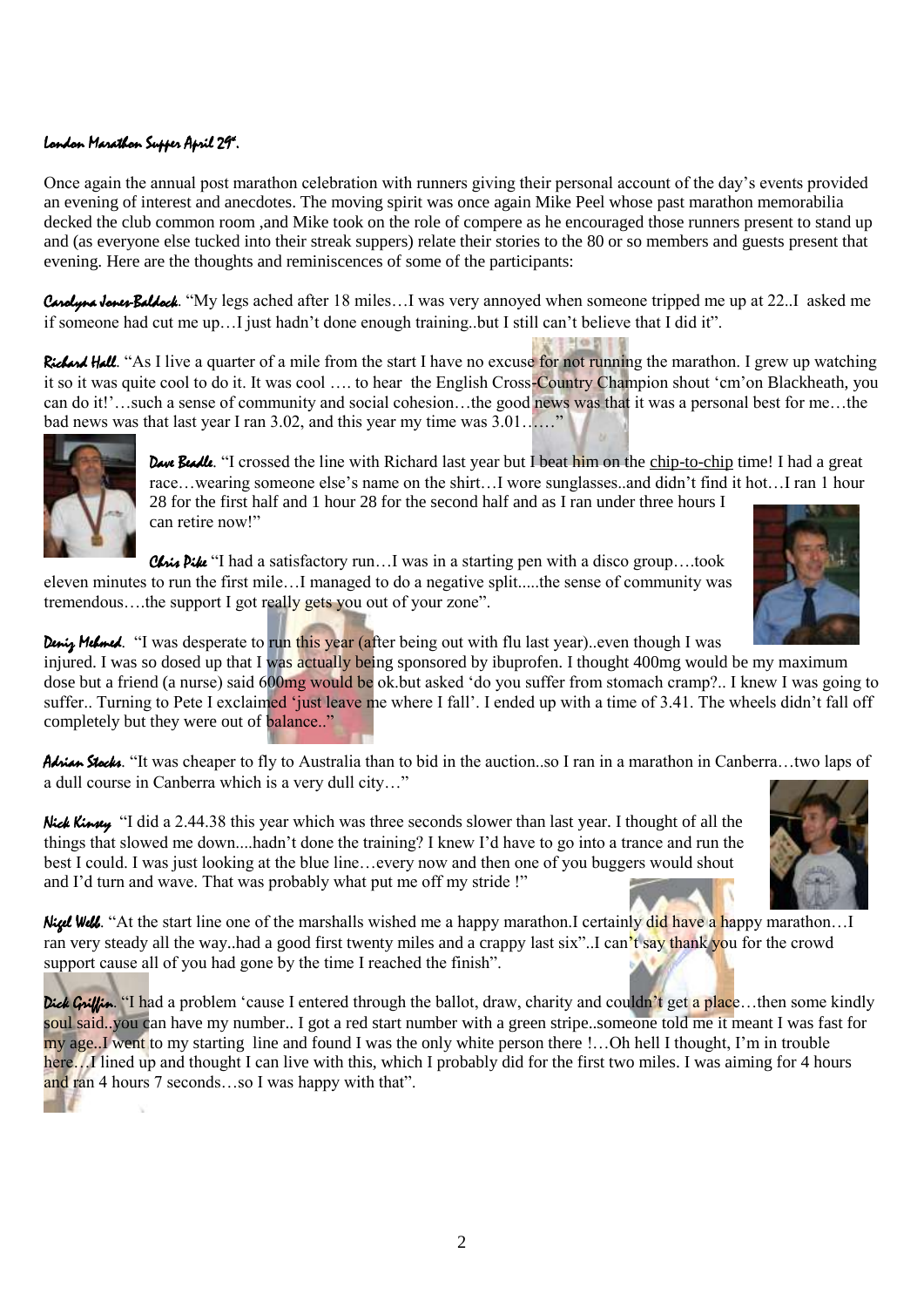### London Marathon Supper April 29th.

Once again the annual post marathon celebration with runners giving their personal account of the day's events provided an evening of interest and anecdotes. The moving spirit was once again Mike Peel whose past marathon memorabilia decked the club common room ,and Mike took on the role of compere as he encouraged those runners present to stand up and (as everyone else tucked into their streak suppers) relate their stories to the 80 or so members and guests present that evening. Here are the thoughts and reminiscences of some of the participants:

**Carolyna Jones-Baldock**. "My legs ached after 18 miles…I was very annoyed when someone tripped me up at 22..I asked me if someone had cut me up…I just hadn't done enough training..but I still can't believe that I did it".

**Richard Hall**. "As I live a quarter of a mile from the start I have no excuse for not running the marathon. I grew up watching it so it was quite cool to do it. It was cool …. to hear the English Cross-Country Champion shout 'cm'on Blackheath, you can do it!'…such a sense of community and social cohesion…the good news was that it was a personal best for me…the bad news was that last year I ran 3.02, and this year my time was 3.01……"

**Dave Beadle**. "I crossed the line with Richard last year but I beat him on the chip-to-chip time! I had a great race…wearing someone else's name on the shirt…I wore sunglasses..and didn't find it hot…I ran 1 hour 28 for the first half and 1 hour 28 for the second half and as I ran under three hours I can retire now!"

**Chris Pike** "I had a satisfactory run…I was in a starting pen with a disco group….took eleven minutes to run the first mile…I managed to do a negative split.....the sense of community was tremendous….the support I got really gets you out of your zone".

**Deniz Mehmed**. "I was desperate to run this year (after being out with flu last year)..even though I was injured. I was so dosed up that I was actually being sponsored by ibuprofen. I thought 400mg would be my maximum dose but a friend (a nurse) said 600mg would be ok.but asked 'do you suffer from stomach cramp?.. I knew I was going to suffer.. Turning to Pete I exclaimed 'just leave me where I fall'. I ended up with a time of 3.41. The wheels didn't fall off completely but they were out of balance.."

**Adrian Stocks**. "It was cheaper to fly to Australia than to bid in the auction..so I ran in a marathon in Canberra…two laps of a dull course in Canberra which is a very dull city…"

**Nick Kinsey** "I did a 2.44.38 this year which was three seconds slower than last year. I thought of all the things that slowed me down....hadn't done the training? I knew I'd have to go into a trance and run the best I could. I was just looking at the blue line…every now and then one of you buggers would shout and I'd turn and wave. That was probably what put me off my stride !"

**Nigel Webb**. "At the start line one of the marshalls wished me a happy marathon.I certainly did have a happy marathon…I ran very steady all the way..had a good first twenty miles and a crappy last six"..I can't say thank you for the crowd support cause all of you had gone by the time I reached the finish".

**Dick Griffin**. "I had a problem 'cause I entered through the ballot, draw, charity and couldn't get a place…then some kindly soul said..you can have my number.. I got a red start number with a green stripe..someone told me it meant I was fast for my age..I went to my starting line and found I was the only white person there !…Oh hell I thought, I'm in trouble here…I lined up and thought I can live with this, which I probably did for the first two miles. I was aiming for 4 hours and ran 4 hours 7 seconds…so I was happy with that".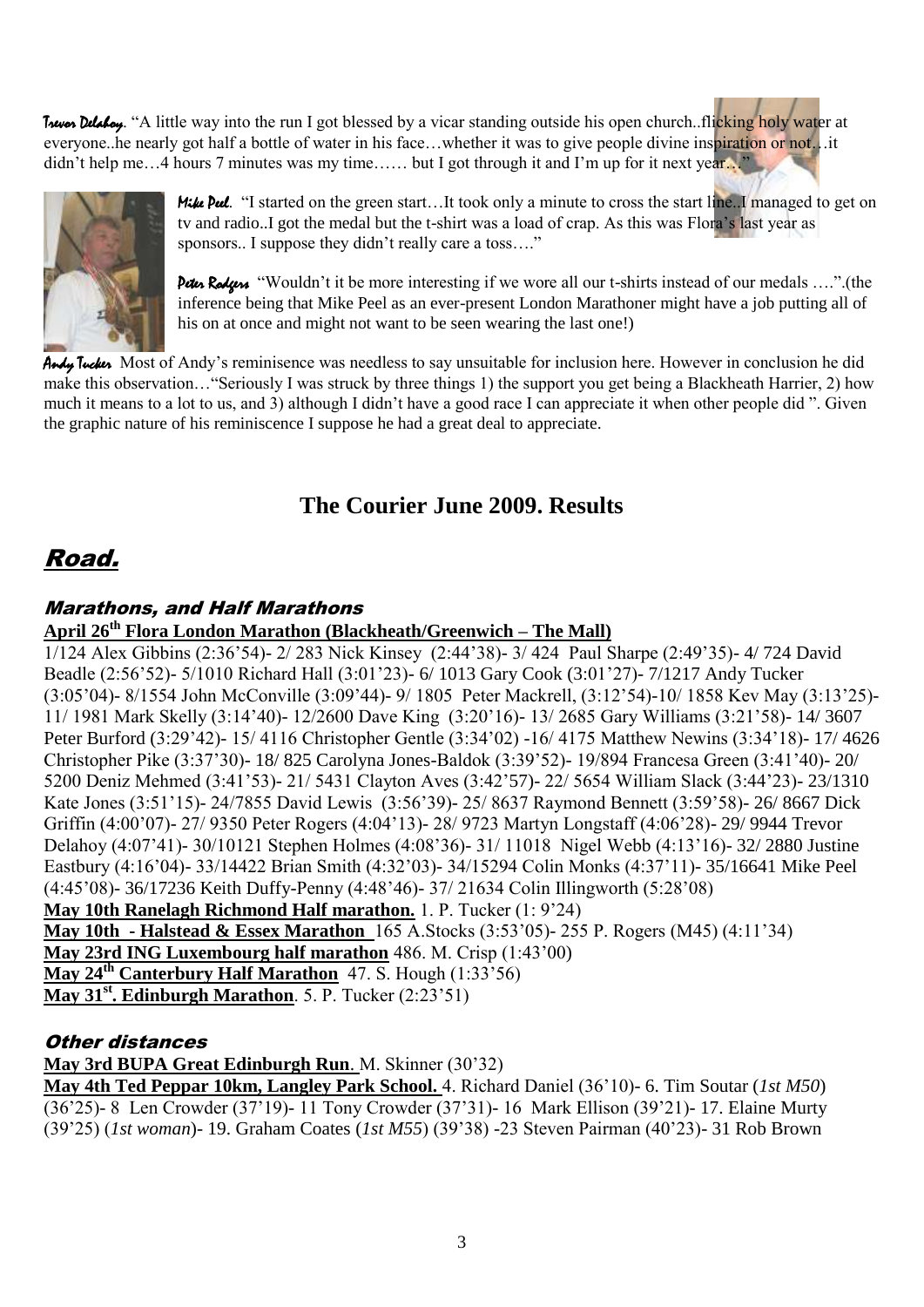**Trevor Delahoy**. "A little way into the run I got blessed by a vicar standing outside his open church..flicking holy water at everyone..he nearly got half a bottle of water in his face…whether it was to give people divine inspiration or not…it didn't help me…4 hours 7 minutes was my time…… but I got through it and I'm up for it next year…"

**Mike Peel**. "I started on the green start…It took only a minute to cross the start line..I managed to get on tv and radio..I got the medal but the t-shirt was a load of crap. As this was Flora's last year as sponsors.. I suppose they didn't really care a toss…."

**Peter Rodgers** "Wouldn't it be more interesting if we wore all our t-shirts instead of our medals ….".(the inference being that Mike Peel as an ever-present London Marathoner might have a job putting all of his on at once and might not want to be seen wearing the last one!)

**Andy Tucker** Most of Andy's reminisence was needless to say unsuitable for inclusion here. However in conclusion he did make this observation…"Seriously I was struck by three things 1) the support you get being a Blackheath Harrier, 2) how much it means to a lot to us, and 3) although I didn't have a good race I can appreciate it when other people did ". Given the graphic nature of his reminiscence I suppose he had a great deal to appreciate.

## The Courier June 2009. Results

# Road.

### Marathons, and Half Marathons

**April 26th Flora London Marathon (Blackheath/Greenwich – The Mall)**

1/124 Alex Gibbins (2:36'54)- 2/ 283 Nick Kinsey (2:44'38)- 3/ 424 Paul Sharpe (2:49'35)- 4/ 724 David Beadle (2:56'52)- 5/1010 Richard Hall (3:01'23)- 6/ 1013 Gary Cook (3:01'27)- 7/1217 Andy Tucker (3:05'04)- 8/1554 John McConville (3:09'44)- 9/ 1805 Peter Mackrell, (3:12'54)-10/ 1858 Kev May (3:13'25)- 11/ 1981 Mark Skelly (3:14'40)- 12/2600 Dave King (3:20'16)- 13/ 2685 Gary Williams (3:21'58)- 14/ 3607 Peter Burford (3:29'42)- 15/ 4116 Christopher Gentle (3:34'02) -16/ 4175 Matthew Newins (3:34'18)- 17/ 4626 Christopher Pike (3:37'30)- 18/ 825 Carolyna Jones-Baldok (3:39'52)- 19/894 Francesa Green (3:41'40)- 20/ 5200 Deniz Mehmed (3:41'53)- 21/ 5431 Clayton Aves (3:42'57)- 22/ 5654 William Slack (3:44'23)- 23/1310 Kate Jones (3:51'15)- 24/7855 David Lewis (3:56'39)- 25/ 8637 Raymond Bennett (3:59'58)- 26/ 8667 Dick Griffin (4:00'07)- 27/ 9350 Peter Rogers (4:04'13)- 28/ 9723 Martyn Longstaff (4:06'28)- 29/ 9944 Trevor Delahoy (4:07'41)- 30/10121 Stephen Holmes (4:08'36)- 31/ 11018 Nigel Webb (4:13'16)- 32/ 2880 Justine Eastbury (4:16'04)- 33/14422 Brian Smith (4:32'03)- 34/15294 Colin Monks (4:37'11)- 35/16641 Mike Peel (4:45'08)- 36/17236 Keith Duffy-Penny (4:48'46)- 37/ 21634 Colin Illingworth (5:28'08)

**May 10th Ranelagh Richmond Half marathon.** 1. P. Tucker (1: 9'24)

**May 10th - Halstead & Essex Marathon** 165 A.Stocks (3:53'05)- 255 P. Rogers (M45) (4:11'34)

**May 23rd ING Luxembourg half marathon** 486. M. Crisp (1:43'00)

**May 24th Canterbury Half Marathon** 47. S. Hough (1:33'56)

**May 31st. Edinburgh Marathon**. 5. P. Tucker (2:23'51)

### Other distances

**May 3rd BUPA Great Edinburgh Run**. M. Skinner (30'32)

**May 4th Ted Peppar 10km, Langley Park School.** 4. Richard Daniel (36'10)- 6. Tim Soutar (*1st M50*) (36'25)- 8 Len Crowder (37'19)- 11 Tony Crowder (37'31)- 16 Mark Ellison (39'21)- 17. Elaine Murty (39'25) (*1st woman*)- 19. Graham Coates (*1st M55*) (39'38) -23 Steven Pairman (40'23)- 31 Rob Brown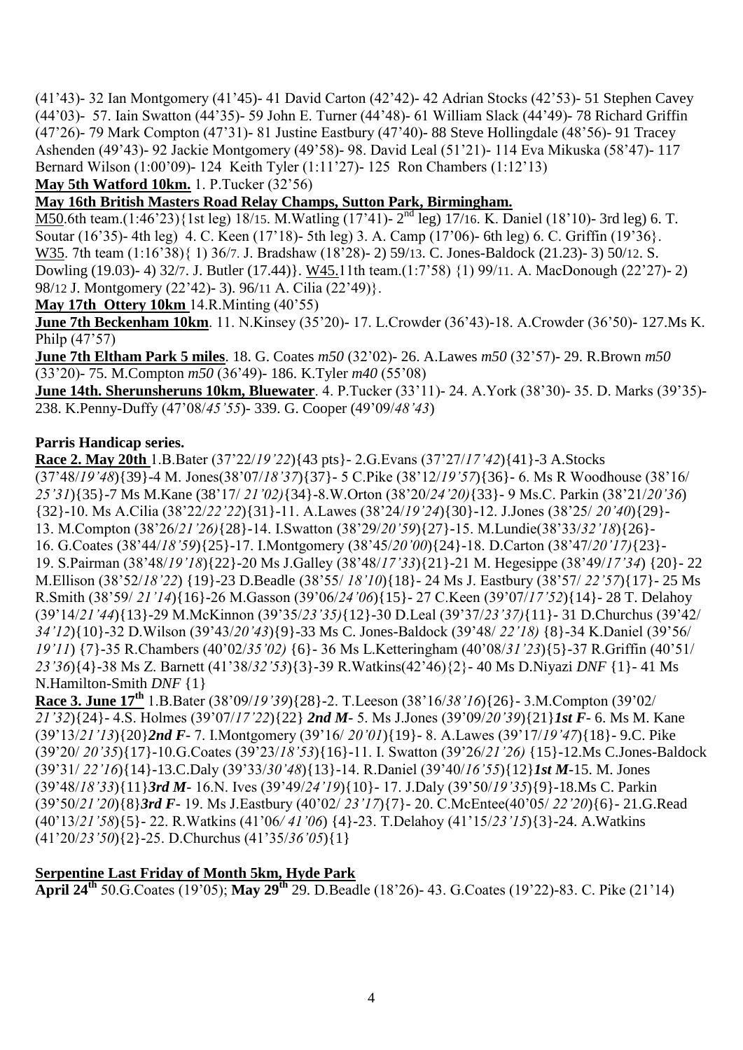(41'43)- 32 Ian Montgomery (41'45)- 41 David Carton (42'42)- 42 Adrian Stocks (42'53)- 51 Stephen Cavey (44'03)- 57. Iain Swatton (44'35)- 59 John E. Turner (44'48)- 61 William Slack (44'49)- 78 Richard Griffin (47'26)- 79 Mark Compton (47'31)- 81 Justine Eastbury (47'40)- 88 Steve Hollingdale (48'56)- 91 Tracey Ashenden (49'43)- 92 Jackie Montgomery (49'58)- 98. David Leal (51'21)- 114 Eva Mikuska (58'47)- 117 Bernard Wilson (1:00'09)- 124 Keith Tyler (1:11'27)- 125 Ron Chambers (1:12'13)

**May 5th Watford 10km.** 1. P.Tucker (32'56)

**May 16th British Masters Road Relay Champs, Sutton Park, Birmingham.**

M50.6th team.(1:46'23){1st leg) 18/15. M.Watling (17'41)- 2nd leg) 17/16. K. Daniel (18'10)- 3rd leg) 6. T. Soutar (16'35)- 4th leg) 4. C. Keen (17'18)- 5th leg) 3. A. Camp (17'06)- 6th leg) 6. C. Griffin (19'36}. W35. 7th team (1:16'38){ 1) 36/7. J. Bradshaw (18'28)- 2) 59/13. C. Jones-Baldock (21.23)- 3) 50/12. S. Dowling (19.03)- 4) 32/7. J. Butler (17.44)}. W45.11th team.(1:7'58) {1) 99/11. A. MacDonough (22'27)- 2) 98/12 J. Montgomery (22'42)- 3). 96/11 A. Cilia (22'49)}.

**May 17th Ottery 10km** 14.R.Minting (40'55)

**June 7th Beckenham 10km**. 11. N.Kinsey (35'20)- 17. L.Crowder (36'43)-18. A.Crowder (36'50)- 127.Ms K. Philp (47'57)

**June 7th Eltham Park 5 miles**. 18. G. Coates *m50* (32'02)- 26. A.Lawes *m50* (32'57)- 29. R.Brown *m50* (33'20)- 75. M.Compton *m50* (36'49)- 186. K.Tyler *m40* (55'08)

**June 14th. Sherunsheruns 10km, Bluewater**. 4. P.Tucker (33'11)- 24. A.York (38'30)- 35. D. Marks (39'35)- 238. K.Penny-Duffy (47'08/*45'55*)- 339. G. Cooper (49'09/*48'43*)

**Parris Handicap series.**

**Race 2. May 20th** 1.B.Bater (37'22/*19'22*){43 pts}- 2.G.Evans (37'27/*17'42*){41}-3 A.Stocks (37'48/*19'48*){39}-4 M. Jones(38'07/*18'37*){37}- 5 C.Pike (38'12/*19'57*){36}- 6. Ms R Woodhouse (38'16/ *25'31*){35}-7 Ms M.Kane (38'17/ *21'02)*{34}-8.W.Orton (38'20/*24'20)*{33}- 9 Ms.C. Parkin (38'21/*20'36*) {32}-10. Ms A.Cilia (38'22/*22'22*){31}-11. A.Lawes (38'24/*19'24*){30}-12. J.Jones (38'25/ *20'40*){29}- 13. M.Compton (38'26/*21'26)*{28}-14. I.Swatton (38'29/*20'59*){27}-15. M.Lundie(38'33/*32'18*){26}- 16. G.Coates (38'44/*18'59*){25}-17. I.Montgomery (38'45/*20'00*){24}-18. D.Carton (38'47/*20'17)*{23}- 19. S.Pairman (38'48/*19'18*){22}-20 Ms J.Galley (38'48/*17'33*){21}-21 M. Hegesippe (38'49/*17'34*) {20}- 22 M.Ellison (38'52/*18'22*) {19}-23 D.Beadle (38'55/ *18'10*){18}- 24 Ms J. Eastbury (38'57/ *22'57*){17}- 25 Ms R.Smith (38'59/ *21'14*){16}-26 M.Gasson (39'06/*24'06*){15}- 27 C.Keen (39'07/*17'52*){14}- 28 T. Delahoy (39'14/*21'44*){13}-29 M.McKinnon (39'35/*23'35)*{12}-30 D.Leal (39'37/*23'37)*{11}- 31 D.Churchus (39'42/ *34'12*){10}-32 D.Wilson (39'43/*20'43*){9}-33 Ms C. Jones-Baldock (39'48/ *22'18)* {8}-34 K.Daniel (39'56/ *19'11*) {7}-35 R.Chambers (40'02/*35'02)* {6}- 36 Ms L.Ketteringham (40'08/*31'23*){5}-37 R.Griffin (40'51/ *23'36*){4}-38 Ms Z. Barnett (41'38/*32'53*){3}-39 R.Watkins(42'46){2}- 40 Ms D.Niyazi *DNF* {1}- 41 Ms N.Hamilton-Smith *DNF* {1}

**Race 3. June 17th** 1.B.Bater (38'09/*19'39*){28}-2. T.Leeson (38'16/*38'16*){26}- 3.M.Compton (39'02/ *21'32*){24}- 4.S. Holmes (39'07/*17'22*){22} ***2nd M***- 5. Ms J.Jones (39'09/*20'39*){21}***1st F***- 6. Ms M. Kane (39'13/*21'13*){20}***2nd F***- 7. I.Montgomery (39'16/ *20'01*){19}- 8. A.Lawes (39'17/*19'47*){18}- 9.C. Pike (39'20/ *20'35*){17}-10.G.Coates (39'23/*18'53*){16}-11. I. Swatton (39'26/*21'26)* {15}-12.Ms C.Jones-Baldock (39'31/ *22'16*){14}-13.C.Daly (39'33/*30'48*){13}-14. R.Daniel (39'40/*16'55*){12}***1st M***-15. M. Jones (39'48/*18'33*){11}***3rd M***- 16.N. Ives (39'49/*24'19*){10}- 17. J.Daly (39'50/*19'35*){9}-18.Ms C. Parkin (39'50/*21'20*){8}***3rd F***- 19. Ms J.Eastbury (40'02/ *23'17*){7}- 20. C.McEntee(40'05/ *22'20*){6}- 21.G.Read (40'13/*21'58*){5}- 22. R.Watkins (41'06*/ 41'06*) {4}-23. T.Delahoy (41'15/*23'15*){3}-24. A.Watkins (41'20/*23'50*){2}-25. D.Churchus (41'35/*36'05*){1}

**Serpentine Last Friday of Month 5km, Hyde Park**

**April 24th** 50.G.Coates (19'05); **May 29th** 29. D.Beadle (18'26)- 43. G.Coates (19'22)-83. C. Pike (21'14)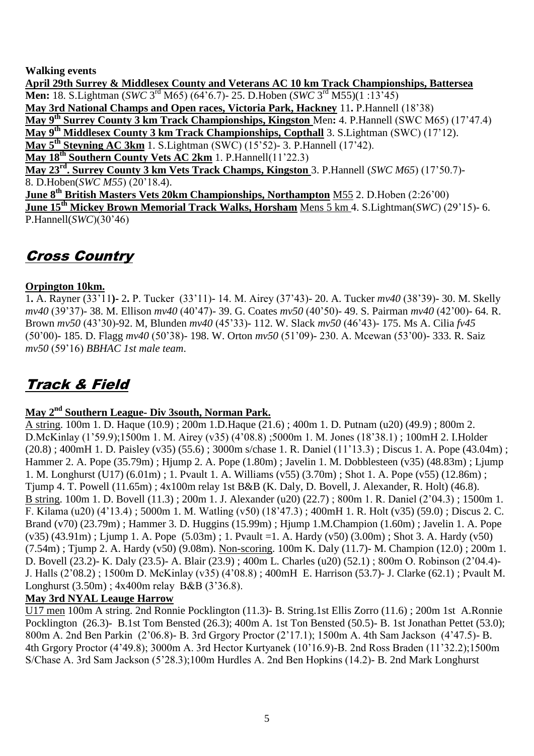**Walking events**

**April 29th Surrey & Middlesex County and Veterans AC 10 km Track Championships, Battersea**
**Men:** 18. S.Lightman (*SWC* 3rd M65) (64'6.7)- 25. D.Hoben (*SWC* 3rd M55)(1 :13'45)
**May 3rd National Champs and Open races, Victoria Park, Hackney** 11**.** P.Hannell (18'38)
**May 9th Surrey County 3 km Track Championships, Kingston** Men**:** 4. P.Hannell (SWC M65) (17'47.4)
**May 9th Middlesex County 3 km Track Championships, Copthall** 3. S.Lightman (SWC) (17'12).
**May 5th Steyning AC 3km** 1. S.Lightman (SWC) (15'52)- 3. P.Hannell (17'42).
**May 18th Southern County Vets AC 2km** 1. P.Hannell(11'22.3)
**May 23rd. Surrey County 3 km Vets Track Champs, Kingston** 3. P.Hannell (*SWC M65*) (17'50.7)- 8. D.Hoben(*SWC M55*) (20'18.4).
**June 8th British Masters Vets 20km Championships, Northampton** M55 2. D.Hoben (2:26'00)
**June 15th Mickey Brown Memorial Track Walks, Horsham** Mens 5 km 4. S.Lightman(*SWC*) (29'15)- 6. P.Hannell(*SWC*)(30'46)

## Cross Country

**Orpington 10km.**

1**.** A. Rayner (33'11**)-** 2**.** P. Tucker (33'11)- 14. M. Airey (37'43)- 20. A. Tucker *mv40* (38'39)- 30. M. Skelly *mv40* (39'37)- 38. M. Ellison *mv40* (40'47)- 39. G. Coates *mv50* (40'50)- 49. S. Pairman *mv40* (42'00)- 64. R. Brown *mv50* (43'30)-92. M, Blunden *mv40* (45'33)- 112. W. Slack *mv50* (46'43)- 175. Ms A. Cilia *fv45* (50'00)- 185. D. Flagg *mv40* (50'38)- 198. W. Orton *mv50* (51'09)- 230. A. Mcewan (53'00)- 333. R. Saiz *mv50* (59'16) *BBHAC 1st male team*.

## Track & Field

**May 2nd Southern League- Div 3south, Norman Park.**

A string. 100m 1. D. Haque (10.9) ; 200m 1.D.Haque (21.6) ; 400m 1. D. Putnam (u20) (49.9) ; 800m 2. D.McKinlay (1'59.9);1500m 1. M. Airey (v35) (4'08.8) ;5000m 1. M. Jones (18'38.1) ; 100mH 2. I.Holder (20.8) ; 400mH 1. D. Paisley (v35) (55.6) ; 3000m s/chase 1. R. Daniel (11'13.3) ; Discus 1. A. Pope (43.04m) ; Hammer 2. A. Pope (35.79m) ; Hjump 2. A. Pope (1.80m) ; Javelin 1. M. Dobblesteen (v35) (48.83m) ; Ljump 1. M. Longhurst (U17) (6.01m) ; 1. Pvault 1. A. Williams (v55) (3.70m) ; Shot 1. A. Pope (v55) (12.86m) ; Tjump 4. T. Powell (11.65m) ; 4x100m relay 1st B&B (K. Daly, D. Bovell, J. Alexander, R. Holt) (46.8).
B string. 100m 1. D. Bovell (11.3) ; 200m 1. J. Alexander (u20) (22.7) ; 800m 1. R. Daniel (2'04.3) ; 1500m 1. F. Kilama (u20) (4'13.4) ; 5000m 1. M. Watling (v50) (18'47.3) ; 400mH 1. R. Holt (v35) (59.0) ; Discus 2. C. Brand (v70) (23.79m) ; Hammer 3. D. Huggins (15.99m) ; Hjump 1.M.Champion (1.60m) ; Javelin 1. A. Pope (v35) (43.91m) ; Ljump 1. A. Pope (5.03m) ; 1. Pvault =1. A. Hardy (v50) (3.00m) ; Shot 3. A. Hardy (v50) (7.54m) ; Tjump 2. A. Hardy (v50) (9.08m). Non-scoring. 100m K. Daly (11.7)- M. Champion (12.0) ; 200m 1. D. Bovell (23.2)- K. Daly (23.5)- A. Blair (23.9) ; 400m L. Charles (u20) (52.1) ; 800m O. Robinson (2'04.4)- J. Halls (2'08.2) ; 1500m D. McKinlay (v35) (4'08.8) ; 400mH E. Harrison (53.7)- J. Clarke (62.1) ; Pvault M. Longhurst (3.50m) ; 4x400m relay B&B (3'36.8).

**May 3rd NYAL Leauge Harrow**

U17 men 100m A string. 2nd Ronnie Pocklington (11.3)- B. String.1st Ellis Zorro (11.6) ; 200m 1st A.Ronnie Pocklington (26.3)- B.1st Tom Bensted (26.3); 400m A. 1st Ton Bensted (50.5)- B. 1st Jonathan Pettet (53.0); 800m A. 2nd Ben Parkin (2'06.8)- B. 3rd Grgory Proctor (2'17.1); 1500m A. 4th Sam Jackson (4'47.5)- B. 4th Grgory Proctor (4'49.8); 3000m A. 3rd Hector Kurtyanek (10'16.9)-B. 2nd Ross Braden (11'32.2);1500m S/Chase A. 3rd Sam Jackson (5'28.3);100m Hurdles A. 2nd Ben Hopkins (14.2)- B. 2nd Mark Longhurst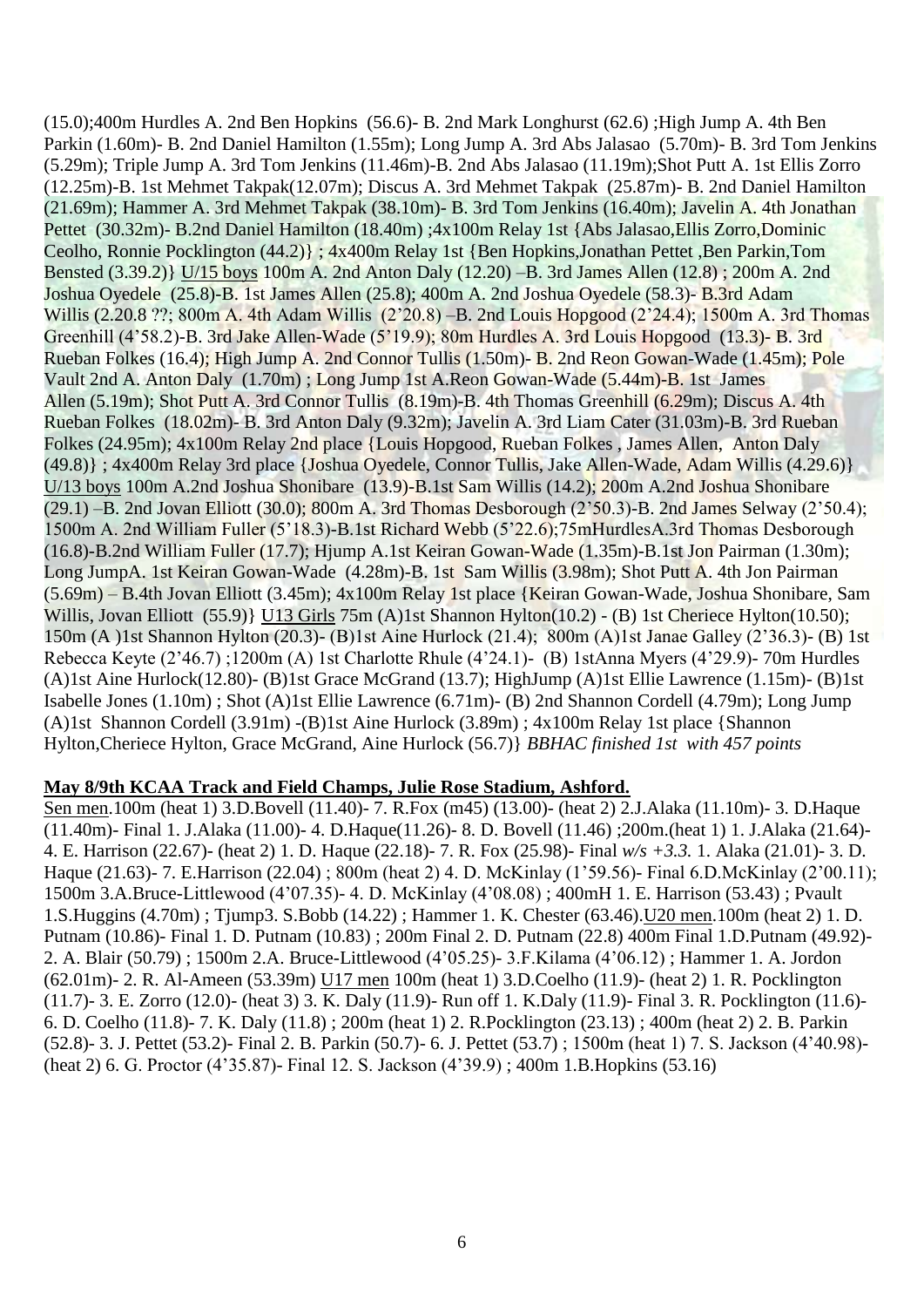(15.0);400m Hurdles A. 2nd Ben Hopkins (56.6)- B. 2nd Mark Longhurst (62.6) ;High Jump A. 4th Ben Parkin (1.60m)- B. 2nd Daniel Hamilton (1.55m); Long Jump A. 3rd Abs Jalasao (5.70m)- B. 3rd Tom Jenkins (5.29m); Triple Jump A. 3rd Tom Jenkins (11.46m)-B. 2nd Abs Jalasao (11.19m);Shot Putt A. 1st Ellis Zorro (12.25m)-B. 1st Mehmet Takpak(12.07m); Discus A. 3rd Mehmet Takpak (25.87m)- B. 2nd Daniel Hamilton (21.69m); Hammer A. 3rd Mehmet Takpak (38.10m)- B. 3rd Tom Jenkins (16.40m); Javelin A. 4th Jonathan Pettet (30.32m)- B.2nd Daniel Hamilton (18.40m) ;4x100m Relay 1st {Abs Jalasao,Ellis Zorro,Dominic Ceolho, Ronnie Pocklington (44.2)} ; 4x400m Relay 1st {Ben Hopkins,Jonathan Pettet ,Ben Parkin,Tom Bensted (3.39.2)} <u>U/15 boys</u> 100m A. 2nd Anton Daly (12.20) –B. 3rd James Allen (12.8) ; 200m A. 2nd Joshua Oyedele (25.8)-B. 1st James Allen (25.8); 400m A. 2nd Joshua Oyedele (58.3)- B.3rd Adam Willis (2.20.8 ??; 800m A. 4th Adam Willis (2'20.8) –B. 2nd Louis Hopgood (2'24.4); 1500m A. 3rd Thomas Greenhill (4'58.2)-B. 3rd Jake Allen-Wade (5'19.9); 80m Hurdles A. 3rd Louis Hopgood (13.3)- B. 3rd Rueban Folkes (16.4); High Jump A. 2nd Connor Tullis (1.50m)- B. 2nd Reon Gowan-Wade (1.45m); Pole Vault 2nd A. Anton Daly (1.70m) ; Long Jump 1st A.Reon Gowan-Wade (5.44m)-B. 1st James Allen (5.19m); Shot Putt A. 3rd Connor Tullis (8.19m)-B. 4th Thomas Greenhill (6.29m); Discus A. 4th Rueban Folkes (18.02m)- B. 3rd Anton Daly (9.32m); Javelin A. 3rd Liam Cater (31.03m)-B. 3rd Rueban Folkes (24.95m); 4x100m Relay 2nd place {Louis Hopgood, Rueban Folkes , James Allen, Anton Daly (49.8)} ; 4x400m Relay 3rd place {Joshua Oyedele, Connor Tullis, Jake Allen-Wade, Adam Willis (4.29.6)} <u>U/13 boys</u> 100m A.2nd Joshua Shonibare (13.9)-B.1st Sam Willis (14.2); 200m A.2nd Joshua Shonibare (29.1) –B. 2nd Jovan Elliott (30.0); 800m A. 3rd Thomas Desborough (2'50.3)-B. 2nd James Selway (2'50.4); 1500m A. 2nd William Fuller (5'18.3)-B.1st Richard Webb (5'22.6);75mHurdlesA.3rd Thomas Desborough (16.8)-B.2nd William Fuller (17.7); Hjump A.1st Keiran Gowan-Wade (1.35m)-B.1st Jon Pairman (1.30m); Long JumpA. 1st Keiran Gowan-Wade (4.28m)-B. 1st Sam Willis (3.98m); Shot Putt A. 4th Jon Pairman (5.69m) – B.4th Jovan Elliott (3.45m); 4x100m Relay 1st place {Keiran Gowan-Wade, Joshua Shonibare, Sam Willis, Jovan Elliott (55.9)} <u>U13 Girls</u> 75m (A)1st Shannon Hylton(10.2) - (B) 1st Cheriece Hylton(10.50); 150m (A )1st Shannon Hylton (20.3)- (B)1st Aine Hurlock (21.4); 800m (A)1st Janae Galley (2'36.3)- (B) 1st Rebecca Keyte (2'46.7) ;1200m (A) 1st Charlotte Rhule (4'24.1)- (B) 1stAnna Myers (4'29.9)- 70m Hurdles (A)1st Aine Hurlock(12.80)- (B)1st Grace McGrand (13.7); HighJump (A)1st Ellie Lawrence (1.15m)- (B)1st Isabelle Jones (1.10m) ; Shot (A)1st Ellie Lawrence (6.71m)- (B) 2nd Shannon Cordell (4.79m); Long Jump (A)1st Shannon Cordell (3.91m) -(B)1st Aine Hurlock (3.89m) ; 4x100m Relay 1st place {Shannon Hylton,Cheriece Hylton, Grace McGrand, Aine Hurlock (56.7)} *BBHAC finished 1st with 457 points*

**<u>May 8/9th KCAA Track and Field Champs, Julie Rose Stadium, Ashford.</u>**

<u>Sen men</u>.100m (heat 1) 3.D.Bovell (11.40)- 7. R.Fox (m45) (13.00)- (heat 2) 2.J.Alaka (11.10m)- 3. D.Haque (11.40m)- Final 1. J.Alaka (11.00)- 4. D.Haque(11.26)- 8. D. Bovell (11.46) ;200m.(heat 1) 1. J.Alaka (21.64)- 4. E. Harrison (22.67)- (heat 2) 1. D. Haque (22.18)- 7. R. Fox (25.98)- Final *w/s +3.3.* 1. Alaka (21.01)- 3. D. Haque (21.63)- 7. E.Harrison (22.04) ; 800m (heat 2) 4. D. McKinlay (1'59.56)- Final 6.D.McKinlay (2'00.11); 1500m 3.A.Bruce-Littlewood (4'07.35)- 4. D. McKinlay (4'08.08) ; 400mH 1. E. Harrison (53.43) ; Pvault 1.S.Huggins (4.70m) ; Tjump3. S.Bobb (14.22) ; Hammer 1. K. Chester (63.46).<u>U20 men</u>.100m (heat 2) 1. D. Putnam (10.86)- Final 1. D. Putnam (10.83) ; 200m Final 2. D. Putnam (22.8) 400m Final 1.D.Putnam (49.92)- 2. A. Blair (50.79) ; 1500m 2.A. Bruce-Littlewood (4'05.25)- 3.F.Kilama (4'06.12) ; Hammer 1. A. Jordon (62.01m)- 2. R. Al-Ameen (53.39m) <u>U17 men</u> 100m (heat 1) 3.D.Coelho (11.9)- (heat 2) 1. R. Pocklington (11.7)- 3. E. Zorro (12.0)- (heat 3) 3. K. Daly (11.9)- Run off 1. K.Daly (11.9)- Final 3. R. Pocklington (11.6)- 6. D. Coelho (11.8)- 7. K. Daly (11.8) ; 200m (heat 1) 2. R.Pocklington (23.13) ; 400m (heat 2) 2. B. Parkin (52.8)- 3. J. Pettet (53.2)- Final 2. B. Parkin (50.7)- 6. J. Pettet (53.7) ; 1500m (heat 1) 7. S. Jackson (4'40.98)- (heat 2) 6. G. Proctor (4'35.87)- Final 12. S. Jackson (4'39.9) ; 400m 1.B.Hopkins (53.16)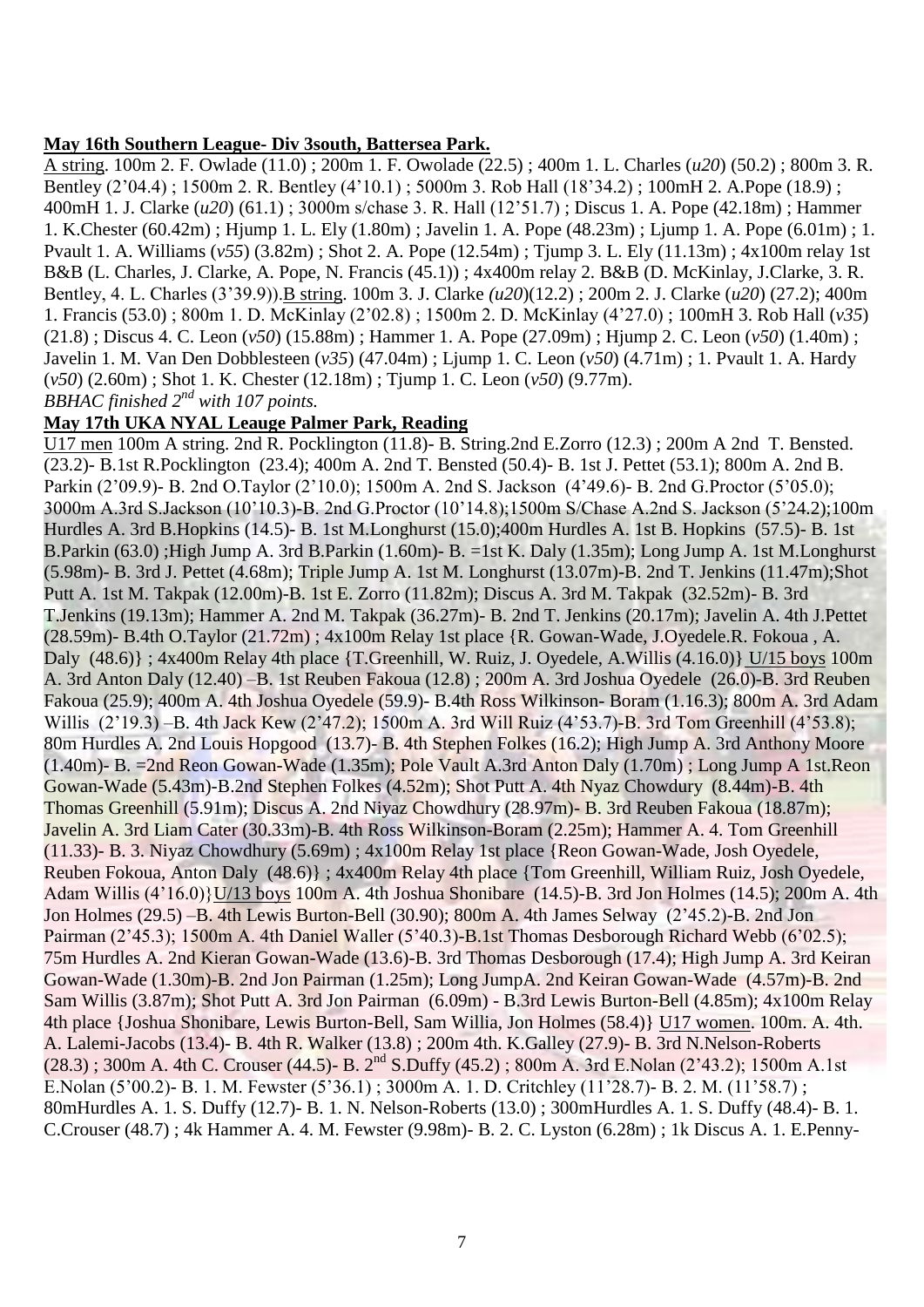**May 16th Southern League- Div 3south, Battersea Park.**

A string. 100m 2. F. Owlade (11.0) ; 200m 1. F. Owolade (22.5) ; 400m 1. L. Charles (*u20*) (50.2) ; 800m 3. R. Bentley (2'04.4) ; 1500m 2. R. Bentley (4'10.1) ; 5000m 3. Rob Hall (18'34.2) ; 100mH 2. A.Pope (18.9) ; 400mH 1. J. Clarke (*u20*) (61.1) ; 3000m s/chase 3. R. Hall (12'51.7) ; Discus 1. A. Pope (42.18m) ; Hammer 1. K.Chester (60.42m) ; Hjump 1. L. Ely (1.80m) ; Javelin 1. A. Pope (48.23m) ; Ljump 1. A. Pope (6.01m) ; 1. Pvault 1. A. Williams (*v55*) (3.82m) ; Shot 2. A. Pope (12.54m) ; Tjump 3. L. Ely (11.13m) ; 4x100m relay 1st B&B (L. Charles, J. Clarke, A. Pope, N. Francis (45.1)) ; 4x400m relay 2. B&B (D. McKinlay, J.Clarke, 3. R. Bentley, 4. L. Charles (3'39.9)).B string. 100m 3. J. Clarke *(u20)*(12.2) ; 200m 2. J. Clarke (*u20*) (27.2); 400m 1. Francis (53.0) ; 800m 1. D. McKinlay (2'02.8) ; 1500m 2. D. McKinlay (4'27.0) ; 100mH 3. Rob Hall (*v35*) (21.8) ; Discus 4. C. Leon (*v50*) (15.88m) ; Hammer 1. A. Pope (27.09m) ; Hjump 2. C. Leon (*v50*) (1.40m) ; Javelin 1. M. Van Den Dobblesteen (*v35*) (47.04m) ; Ljump 1. C. Leon (*v50*) (4.71m) ; 1. Pvault 1. A. Hardy (*v50*) (2.60m) ; Shot 1. K. Chester (12.18m) ; Tjump 1. C. Leon (*v50*) (9.77m).

*BBHAC finished 2nd with 107 points.*

**May 17th UKA NYAL Leauge Palmer Park, Reading**

U17 men 100m A string. 2nd R. Pocklington (11.8)- B. String.2nd E.Zorro (12.3) ; 200m A 2nd T. Bensted. (23.2)- B.1st R.Pocklington (23.4); 400m A. 2nd T. Bensted (50.4)- B. 1st J. Pettet (53.1); 800m A. 2nd B. Parkin (2'09.9)- B. 2nd O.Taylor (2'10.0); 1500m A. 2nd S. Jackson (4'49.6)- B. 2nd G.Proctor (5'05.0); 3000m A.3rd S.Jackson (10'10.3)-B. 2nd G.Proctor (10'14.8);1500m S/Chase A.2nd S. Jackson (5'24.2);100m Hurdles A. 3rd B.Hopkins (14.5)- B. 1st M.Longhurst (15.0);400m Hurdles A. 1st B. Hopkins (57.5)- B. 1st B.Parkin (63.0) ;High Jump A. 3rd B.Parkin (1.60m)- B. =1st K. Daly (1.35m); Long Jump A. 1st M.Longhurst (5.98m)- B. 3rd J. Pettet (4.68m); Triple Jump A. 1st M. Longhurst (13.07m)-B. 2nd T. Jenkins (11.47m);Shot Putt A. 1st M. Takpak (12.00m)-B. 1st E. Zorro (11.82m); Discus A. 3rd M. Takpak (32.52m)- B. 3rd T.Jenkins (19.13m); Hammer A. 2nd M. Takpak (36.27m)- B. 2nd T. Jenkins (20.17m); Javelin A. 4th J.Pettet (28.59m)- B.4th O.Taylor (21.72m) ; 4x100m Relay 1st place {R. Gowan-Wade, J.Oyedele.R. Fokoua , A. Daly (48.6)} ; 4x400m Relay 4th place {T.Greenhill, W. Ruiz, J. Oyedele, A.Willis (4.16.0)} U/15 boys 100m A. 3rd Anton Daly (12.40) –B. 1st Reuben Fakoua (12.8) ; 200m A. 3rd Joshua Oyedele (26.0)-B. 3rd Reuben Fakoua (25.9); 400m A. 4th Joshua Oyedele (59.9)- B.4th Ross Wilkinson- Boram (1.16.3); 800m A. 3rd Adam Willis (2'19.3) –B. 4th Jack Kew (2'47.2); 1500m A. 3rd Will Ruiz (4'53.7)-B. 3rd Tom Greenhill (4'53.8); 80m Hurdles A. 2nd Louis Hopgood (13.7)- B. 4th Stephen Folkes (16.2); High Jump A. 3rd Anthony Moore (1.40m)- B. =2nd Reon Gowan-Wade (1.35m); Pole Vault A.3rd Anton Daly (1.70m) ; Long Jump A 1st.Reon Gowan-Wade (5.43m)-B.2nd Stephen Folkes (4.52m); Shot Putt A. 4th Nyaz Chowdury (8.44m)-B. 4th Thomas Greenhill (5.91m); Discus A. 2nd Niyaz Chowdhury (28.97m)- B. 3rd Reuben Fakoua (18.87m); Javelin A. 3rd Liam Cater (30.33m)-B. 4th Ross Wilkinson-Boram (2.25m); Hammer A. 4. Tom Greenhill (11.33)- B. 3. Niyaz Chowdhury (5.69m) ; 4x100m Relay 1st place {Reon Gowan-Wade, Josh Oyedele, Reuben Fokoua, Anton Daly (48.6)} ; 4x400m Relay 4th place {Tom Greenhill, William Ruiz, Josh Oyedele, Adam Willis (4'16.0)}U/13 boys 100m A. 4th Joshua Shonibare (14.5)-B. 3rd Jon Holmes (14.5); 200m A. 4th Jon Holmes (29.5) –B. 4th Lewis Burton-Bell (30.90); 800m A. 4th James Selway (2'45.2)-B. 2nd Jon Pairman (2'45.3); 1500m A. 4th Daniel Waller (5'40.3)-B.1st Thomas Desborough Richard Webb (6'02.5); 75m Hurdles A. 2nd Kieran Gowan-Wade (13.6)-B. 3rd Thomas Desborough (17.4); High Jump A. 3rd Keiran Gowan-Wade (1.30m)-B. 2nd Jon Pairman (1.25m); Long JumpA. 2nd Keiran Gowan-Wade (4.57m)-B. 2nd Sam Willis (3.87m); Shot Putt A. 3rd Jon Pairman (6.09m) - B.3rd Lewis Burton-Bell (4.85m); 4x100m Relay 4th place {Joshua Shonibare, Lewis Burton-Bell, Sam Willia, Jon Holmes (58.4)} U17 women. 100m. A. 4th. A. Lalemi-Jacobs (13.4)- B. 4th R. Walker (13.8) ; 200m 4th. K.Galley (27.9)- B. 3rd N.Nelson-Roberts (28.3) ; 300m A. 4th C. Crouser (44.5)- B. 2nd S.Duffy (45.2) ; 800m A. 3rd E.Nolan (2'43.2); 1500m A.1st E.Nolan (5'00.2)- B. 1. M. Fewster (5'36.1) ; 3000m A. 1. D. Critchley (11'28.7)- B. 2. M. (11'58.7) ; 80mHurdles A. 1. S. Duffy (12.7)- B. 1. N. Nelson-Roberts (13.0) ; 300mHurdles A. 1. S. Duffy (48.4)- B. 1. C.Crouser (48.7) ; 4k Hammer A. 4. M. Fewster (9.98m)- B. 2. C. Lyston (6.28m) ; 1k Discus A. 1. E.Penny-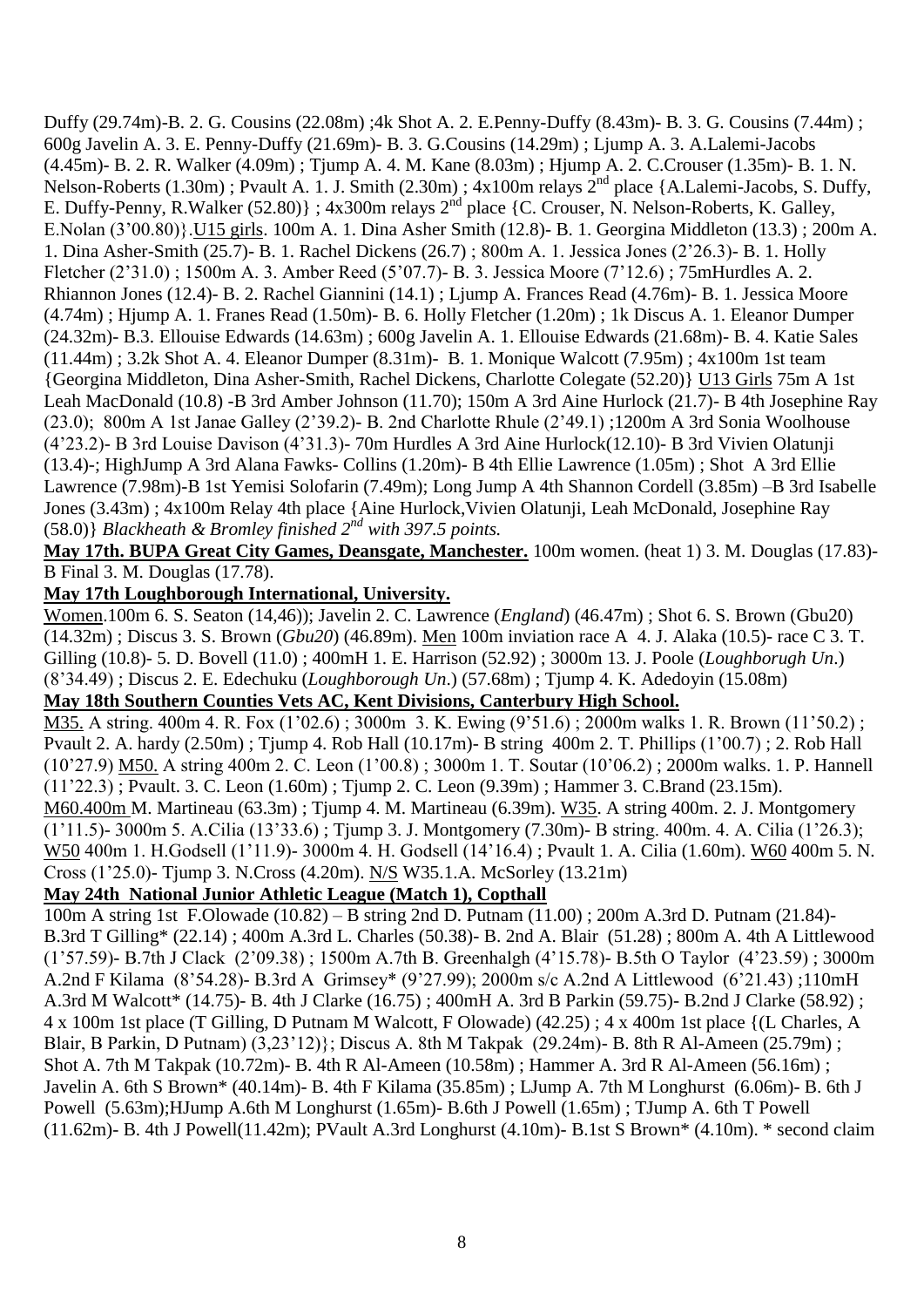Duffy (29.74m)-B. 2. G. Cousins (22.08m) ;4k Shot A. 2. E.Penny-Duffy (8.43m)- B. 3. G. Cousins (7.44m) ; 600g Javelin A. 3. E. Penny-Duffy (21.69m)- B. 3. G.Cousins (14.29m) ; Ljump A. 3. A.Lalemi-Jacobs (4.45m)- B. 2. R. Walker (4.09m) ; Tjump A. 4. M. Kane (8.03m) ; Hjump A. 2. C.Crouser (1.35m)- B. 1. N. Nelson-Roberts (1.30m) ; Pvault A. 1. J. Smith (2.30m) ; 4x100m relays 2nd place {A.Lalemi-Jacobs, S. Duffy, E. Duffy-Penny, R.Walker (52.80)} ; 4x300m relays 2nd place {C. Crouser, N. Nelson-Roberts, K. Galley, E.Nolan (3'00.80)}.U15 girls. 100m A. 1. Dina Asher Smith (12.8)- B. 1. Georgina Middleton (13.3) ; 200m A. 1. Dina Asher-Smith (25.7)- B. 1. Rachel Dickens (26.7) ; 800m A. 1. Jessica Jones (2'26.3)- B. 1. Holly Fletcher (2'31.0) ; 1500m A. 3. Amber Reed (5'07.7)- B. 3. Jessica Moore (7'12.6) ; 75mHurdles A. 2. Rhiannon Jones (12.4)- B. 2. Rachel Giannini (14.1) ; Ljump A. Frances Read (4.76m)- B. 1. Jessica Moore (4.74m) ; Hjump A. 1. Franes Read (1.50m)- B. 6. Holly Fletcher (1.20m) ; 1k Discus A. 1. Eleanor Dumper (24.32m)- B.3. Ellouise Edwards (14.63m) ; 600g Javelin A. 1. Ellouise Edwards (21.68m)- B. 4. Katie Sales (11.44m) ; 3.2k Shot A. 4. Eleanor Dumper (8.31m)- B. 1. Monique Walcott (7.95m) ; 4x100m 1st team {Georgina Middleton, Dina Asher-Smith, Rachel Dickens, Charlotte Colegate (52.20)} U13 Girls 75m A 1st Leah MacDonald (10.8) -B 3rd Amber Johnson (11.70); 150m A 3rd Aine Hurlock (21.7)- B 4th Josephine Ray (23.0); 800m A 1st Janae Galley (2'39.2)- B. 2nd Charlotte Rhule (2'49.1) ;1200m A 3rd Sonia Woolhouse (4'23.2)- B 3rd Louise Davison (4'31.3)- 70m Hurdles A 3rd Aine Hurlock(12.10)- B 3rd Vivien Olatunji (13.4)-; HighJump A 3rd Alana Fawks- Collins (1.20m)- B 4th Ellie Lawrence (1.05m) ; Shot A 3rd Ellie Lawrence (7.98m)-B 1st Yemisi Solofarin (7.49m); Long Jump A 4th Shannon Cordell (3.85m) –B 3rd Isabelle Jones (3.43m) ; 4x100m Relay 4th place {Aine Hurlock,Vivien Olatunji, Leah McDonald, Josephine Ray (58.0)} *Blackheath & Bromley finished 2nd with 397.5 points.*

**May 17th. BUPA Great City Games, Deansgate, Manchester.** 100m women. (heat 1) 3. M. Douglas (17.83)- B Final 3. M. Douglas (17.78).

**May 17th Loughborough International, University.**

Women.100m 6. S. Seaton (14,46)); Javelin 2. C. Lawrence (*England*) (46.47m) ; Shot 6. S. Brown (Gbu20) (14.32m) ; Discus 3. S. Brown (*Gbu20*) (46.89m). Men 100m inviation race A 4. J. Alaka (10.5)- race C 3. T. Gilling (10.8)- 5. D. Bovell (11.0) ; 400mH 1. E. Harrison (52.92) ; 3000m 13. J. Poole (*Loughborugh Un*.) (8'34.49) ; Discus 2. E. Edechuku (*Loughborough Un*.) (57.68m) ; Tjump 4. K. Adedoyin (15.08m)

**May 18th Southern Counties Vets AC, Kent Divisions, Canterbury High School.**

M35. A string. 400m 4. R. Fox (1'02.6) ; 3000m 3. K. Ewing (9'51.6) ; 2000m walks 1. R. Brown (11'50.2) ; Pvault 2. A. hardy (2.50m) ; Tjump 4. Rob Hall (10.17m)- B string 400m 2. T. Phillips (1'00.7) ; 2. Rob Hall (10'27.9) M50. A string 400m 2. C. Leon (1'00.8) ; 3000m 1. T. Soutar (10'06.2) ; 2000m walks. 1. P. Hannell (11'22.3) ; Pvault. 3. C. Leon (1.60m) ; Tjump 2. C. Leon (9.39m) ; Hammer 3. C.Brand (23.15m). M60.400m M. Martineau (63.3m) ; Tjump 4. M. Martineau (6.39m). W35. A string 400m. 2. J. Montgomery (1'11.5)- 3000m 5. A.Cilia (13'33.6) ; Tjump 3. J. Montgomery (7.30m)- B string. 400m. 4. A. Cilia (1'26.3); W50 400m 1. H.Godsell (1'11.9)- 3000m 4. H. Godsell (14'16.4) ; Pvault 1. A. Cilia (1.60m). W60 400m 5. N. Cross (1'25.0)- Tjump 3. N.Cross (4.20m). N/S W35.1.A. McSorley (13.21m)

**May 24th National Junior Athletic League (Match 1), Copthall**

100m A string 1st F.Olowade (10.82) – B string 2nd D. Putnam (11.00) ; 200m A.3rd D. Putnam (21.84)- B.3rd T Gilling* (22.14) ; 400m A.3rd L. Charles (50.38)- B. 2nd A. Blair (51.28) ; 800m A. 4th A Littlewood (1'57.59)- B.7th J Clack (2'09.38) ; 1500m A.7th B. Greenhalgh (4'15.78)- B.5th O Taylor (4'23.59) ; 3000m A.2nd F Kilama (8'54.28)- B.3rd A Grimsey* (9'27.99); 2000m s/c A.2nd A Littlewood (6'21.43) ;110mH A.3rd M Walcott* (14.75)- B. 4th J Clarke (16.75) ; 400mH A. 3rd B Parkin (59.75)- B.2nd J Clarke (58.92) ; 4 x 100m 1st place (T Gilling, D Putnam M Walcott, F Olowade) (42.25) ; 4 x 400m 1st place {(L Charles, A Blair, B Parkin, D Putnam) (3,23'12)}; Discus A. 8th M Takpak (29.24m)- B. 8th R Al-Ameen (25.79m) ; Shot A. 7th M Takpak (10.72m)- B. 4th R Al-Ameen (10.58m) ; Hammer A. 3rd R Al-Ameen (56.16m) ; Javelin A. 6th S Brown* (40.14m)- B. 4th F Kilama (35.85m) ; LJump A. 7th M Longhurst (6.06m)- B. 6th J Powell (5.63m);HJump A.6th M Longhurst (1.65m)- B.6th J Powell (1.65m) ; TJump A. 6th T Powell (11.62m)- B. 4th J Powell(11.42m); PVault A.3rd Longhurst (4.10m)- B.1st S Brown* (4.10m). * second claim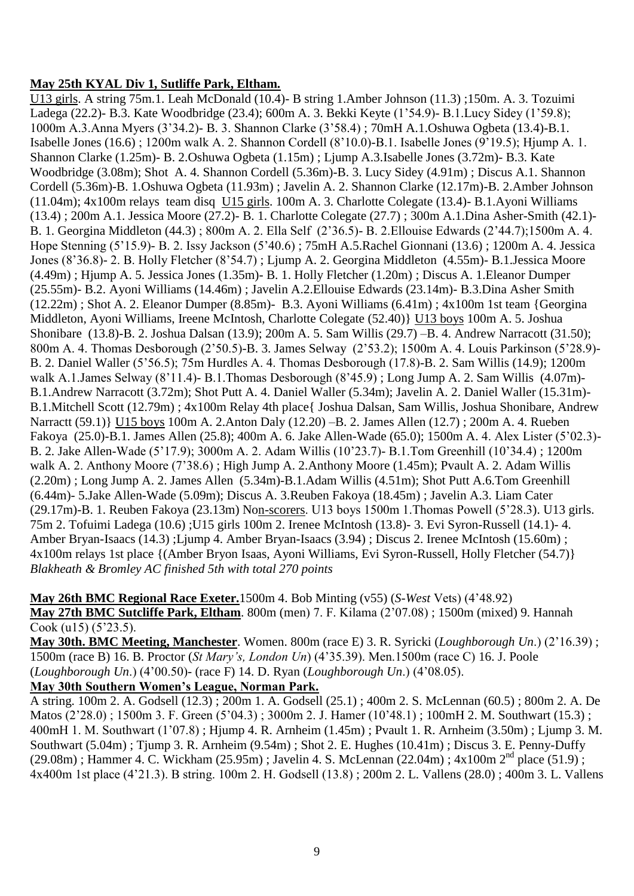**May 25th KYAL Div 1, Sutliffe Park, Eltham.**

U13 girls. A string 75m.1. Leah McDonald (10.4)- B string 1.Amber Johnson (11.3) ;150m. A. 3. Tozuimi Ladega (22.2)- B.3. Kate Woodbridge (23.4); 600m A. 3. Bekki Keyte (1'54.9)- B.1.Lucy Sidey (1'59.8); 1000m A.3.Anna Myers (3'34.2)- B. 3. Shannon Clarke (3'58.4) ; 70mH A.1.Oshuwa Ogbeta (13.4)-B.1. Isabelle Jones (16.6) ; 1200m walk A. 2. Shannon Cordell (8'10.0)-B.1. Isabelle Jones (9'19.5); Hjump A. 1. Shannon Clarke (1.25m)- B. 2.Oshuwa Ogbeta (1.15m) ; Ljump A.3.Isabelle Jones (3.72m)- B.3. Kate Woodbridge (3.08m); Shot A. 4. Shannon Cordell (5.36m)-B. 3. Lucy Sidey (4.91m) ; Discus A.1. Shannon Cordell (5.36m)-B. 1.Oshuwa Ogbeta (11.93m) ; Javelin A. 2. Shannon Clarke (12.17m)-B. 2.Amber Johnson (11.04m); 4x100m relays team disq U15 girls. 100m A. 3. Charlotte Colegate (13.4)- B.1.Ayoni Williams (13.4) ; 200m A.1. Jessica Moore (27.2)- B. 1. Charlotte Colegate (27.7) ; 300m A.1.Dina Asher-Smith (42.1)- B. 1. Georgina Middleton (44.3) ; 800m A. 2. Ella Self (2'36.5)- B. 2.Ellouise Edwards (2'44.7);1500m A. 4. Hope Stenning (5'15.9)- B. 2. Issy Jackson (5'40.6) ; 75mH A.5.Rachel Gionnani (13.6) ; 1200m A. 4. Jessica Jones (8'36.8)- 2. B. Holly Fletcher (8'54.7) ; Ljump A. 2. Georgina Middleton (4.55m)- B.1.Jessica Moore (4.49m) ; Hjump A. 5. Jessica Jones (1.35m)- B. 1. Holly Fletcher (1.20m) ; Discus A. 1.Eleanor Dumper (25.55m)- B.2. Ayoni Williams (14.46m) ; Javelin A.2.Ellouise Edwards (23.14m)- B.3.Dina Asher Smith (12.22m) ; Shot A. 2. Eleanor Dumper (8.85m)- B.3. Ayoni Williams (6.41m) ; 4x100m 1st team {Georgina Middleton, Ayoni Williams, Ireene McIntosh, Charlotte Colegate (52.40)} U13 boys 100m A. 5. Joshua Shonibare (13.8)-B. 2. Joshua Dalsan (13.9); 200m A. 5. Sam Willis (29.7) –B. 4. Andrew Narracott (31.50); 800m A. 4. Thomas Desborough (2'50.5)-B. 3. James Selway (2'53.2); 1500m A. 4. Louis Parkinson (5'28.9)- B. 2. Daniel Waller (5'56.5); 75m Hurdles A. 4. Thomas Desborough (17.8)-B. 2. Sam Willis (14.9); 1200m walk A.1.James Selway (8'11.4)- B.1.Thomas Desborough (8'45.9) ; Long Jump A. 2. Sam Willis (4.07m)- B.1.Andrew Narracott (3.72m); Shot Putt A. 4. Daniel Waller (5.34m); Javelin A. 2. Daniel Waller (15.31m)- B.1.Mitchell Scott (12.79m) ; 4x100m Relay 4th place{ Joshua Dalsan, Sam Willis, Joshua Shonibare, Andrew Narractt (59.1)} U15 boys 100m A. 2.Anton Daly (12.20) –B. 2. James Allen (12.7) ; 200m A. 4. Rueben Fakoya (25.0)-B.1. James Allen (25.8); 400m A. 6. Jake Allen-Wade (65.0); 1500m A. 4. Alex Lister (5'02.3)- B. 2. Jake Allen-Wade (5'17.9); 3000m A. 2. Adam Willis (10'23.7)- B.1.Tom Greenhill (10'34.4) ; 1200m walk A. 2. Anthony Moore (7'38.6) ; High Jump A. 2.Anthony Moore (1.45m); Pvault A. 2. Adam Willis (2.20m) ; Long Jump A. 2. James Allen (5.34m)-B.1.Adam Willis (4.51m); Shot Putt A.6.Tom Greenhill (6.44m)- 5.Jake Allen-Wade (5.09m); Discus A. 3.Reuben Fakoya (18.45m) ; Javelin A.3. Liam Cater (29.17m)-B. 1. Reuben Fakoya (23.13m) Non-scorers. U13 boys 1500m 1.Thomas Powell (5'28.3). U13 girls. 75m 2. Tofuimi Ladega (10.6) ;U15 girls 100m 2. Irenee McIntosh (13.8)- 3. Evi Syron-Russell (14.1)- 4. Amber Bryan-Isaacs (14.3) ;Ljump 4. Amber Bryan-Isaacs (3.94) ; Discus 2. Irenee McIntosh (15.60m) ; 4x100m relays 1st place {(Amber Bryon Isaas, Ayoni Williams, Evi Syron-Russell, Holly Fletcher (54.7)}
*Blakheath & Bromley AC finished 5th with total 270 points*

**May 26th BMC Regional Race Exeter.** 1500m 4. Bob Minting (v55) (*S-West* Vets) (4'48.92)
**May 27th BMC Sutcliffe Park, Eltham**. 800m (men) 7. F. Kilama (2'07.08) ; 1500m (mixed) 9. Hannah Cook (u15) (5'23.5).
**May 30th. BMC Meeting, Manchester**. Women. 800m (race E) 3. R. Syricki (*Loughborough Un*.) (2'16.39) ; 1500m (race B) 16. B. Proctor (*St Mary's, London Un*) (4'35.39). Men.1500m (race C) 16. J. Poole (*Loughborough Un*.) (4'00.50)- (race F) 14. D. Ryan (*Loughborough Un*.) (4'08.05).
**May 30th Southern Women's League, Norman Park.**
A string. 100m 2. A. Godsell (12.3) ; 200m 1. A. Godsell (25.1) ; 400m 2. S. McLennan (60.5) ; 800m 2. A. De Matos (2'28.0) ; 1500m 3. F. Green (5'04.3) ; 3000m 2. J. Hamer (10'48.1) ; 100mH 2. M. Southwart (15.3) ; 400mH 1. M. Southwart (1'07.8) ; Hjump 4. R. Arnheim (1.45m) ; Pvault 1. R. Arnheim (3.50m) ; Ljump 3. M. Southwart (5.04m) ; Tjump 3. R. Arnheim (9.54m) ; Shot 2. E. Hughes (10.41m) ; Discus 3. E. Penny-Duffy (29.08m) ; Hammer 4. C. Wickham (25.95m) ; Javelin 4. S. McLennan (22.04m) ; 4x100m 2nd place (51.9) ; 4x400m 1st place (4'21.3). B string. 100m 2. H. Godsell (13.8) ; 200m 2. L. Vallens (28.0) ; 400m 3. L. Vallens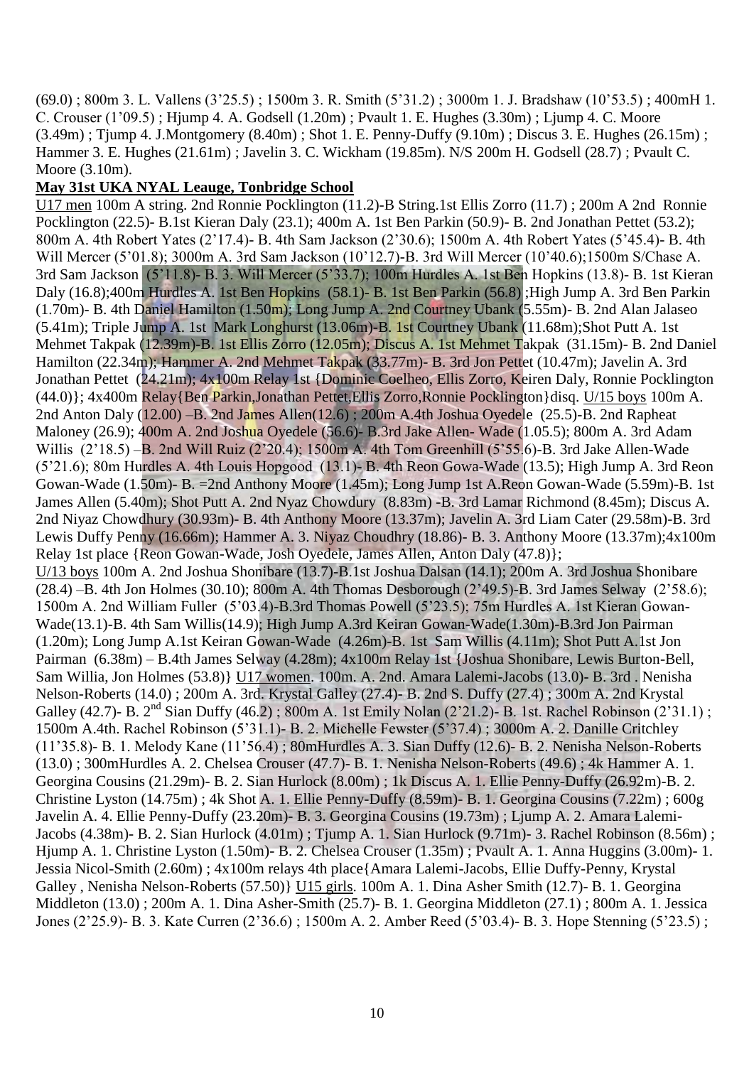(69.0) ; 800m 3. L. Vallens (3'25.5) ; 1500m 3. R. Smith (5'31.2) ; 3000m 1. J. Bradshaw (10'53.5) ; 400mH 1. C. Crouser (1'09.5) ; Hjump 4. A. Godsell (1.20m) ; Pvault 1. E. Hughes (3.30m) ; Ljump 4. C. Moore (3.49m) ; Tjump 4. J.Montgomery (8.40m) ; Shot 1. E. Penny-Duffy (9.10m) ; Discus 3. E. Hughes (26.15m) ; Hammer 3. E. Hughes (21.61m) ; Javelin 3. C. Wickham (19.85m). N/S 200m H. Godsell (28.7) ; Pvault C. Moore (3.10m).

**May 31st UKA NYAL Leauge, Tonbridge School**

U17 men 100m A string. 2nd Ronnie Pocklington (11.2)-B String.1st Ellis Zorro (11.7) ; 200m A 2nd Ronnie Pocklington (22.5)- B.1st Kieran Daly (23.1); 400m A. 1st Ben Parkin (50.9)- B. 2nd Jonathan Pettet (53.2); 800m A. 4th Robert Yates (2'17.4)- B. 4th Sam Jackson (2'30.6); 1500m A. 4th Robert Yates (5'45.4)- B. 4th Will Mercer (5'01.8); 3000m A. 3rd Sam Jackson (10'12.7)-B. 3rd Will Mercer (10'40.6);1500m S/Chase A. 3rd Sam Jackson (5'11.8)- B. 3. Will Mercer (5'33.7); 100m Hurdles A. 1st Ben Hopkins (13.8)- B. 1st Kieran Daly (16.8);400m Hurdles A. 1st Ben Hopkins (58.1)- B. 1st Ben Parkin (56.8) ;High Jump A. 3rd Ben Parkin (1.70m)- B. 4th Daniel Hamilton (1.50m); Long Jump A. 2nd Courtney Ubank (5.55m)- B. 2nd Alan Jalaseo (5.41m); Triple Jump A. 1st Mark Longhurst (13.06m)-B. 1st Courtney Ubank (11.68m);Shot Putt A. 1st Mehmet Takpak (12.39m)-B. 1st Ellis Zorro (12.05m); Discus A. 1st Mehmet Takpak (31.15m)- B. 2nd Daniel Hamilton (22.34m); Hammer A. 2nd Mehmet Takpak (33.77m)- B. 3rd Jon Pettet (10.47m); Javelin A. 3rd Jonathan Pettet (24.21m); 4x100m Relay 1st {Dominic Coelheo, Ellis Zorro, Keiren Daly, Ronnie Pocklington (44.0)}; 4x400m Relay{Ben Parkin,Jonathan Pettet,Ellis Zorro,Ronnie Pocklington}disq. U/15 boys 100m A. 2nd Anton Daly (12.00) –B. 2nd James Allen(12.6) ; 200m A.4th Joshua Oyedele (25.5)-B. 2nd Rapheat Maloney (26.9); 400m A. 2nd Joshua Oyedele (56.6)- B.3rd Jake Allen- Wade (1.05.5); 800m A. 3rd Adam Willis (2'18.5) –B. 2nd Will Ruiz (2'20.4); 1500m A. 4th Tom Greenhill (5'55.6)-B. 3rd Jake Allen-Wade (5'21.6); 80m Hurdles A. 4th Louis Hopgood (13.1)- B. 4th Reon Gowa-Wade (13.5); High Jump A. 3rd Reon Gowan-Wade (1.50m)- B. =2nd Anthony Moore (1.45m); Long Jump 1st A.Reon Gowan-Wade (5.59m)-B. 1st James Allen (5.40m); Shot Putt A. 2nd Nyaz Chowdury (8.83m) -B. 3rd Lamar Richmond (8.45m); Discus A. 2nd Niyaz Chowdhury (30.93m)- B. 4th Anthony Moore (13.37m); Javelin A. 3rd Liam Cater (29.58m)-B. 3rd Lewis Duffy Penny (16.66m); Hammer A. 3. Niyaz Choudhry (18.86)- B. 3. Anthony Moore (13.37m);4x100m Relay 1st place {Reon Gowan-Wade, Josh Oyedele, James Allen, Anton Daly (47.8)};

U/13 boys 100m A. 2nd Joshua Shonibare (13.7)-B.1st Joshua Dalsan (14.1); 200m A. 3rd Joshua Shonibare (28.4) –B. 4th Jon Holmes (30.10); 800m A. 4th Thomas Desborough (2'49.5)-B. 3rd James Selway (2'58.6); 1500m A. 2nd William Fuller (5'03.4)-B.3rd Thomas Powell (5'23.5); 75m Hurdles A. 1st Kieran Gowan-Wade(13.1)-B. 4th Sam Willis(14.9); High Jump A.3rd Keiran Gowan-Wade(1.30m)-B.3rd Jon Pairman (1.20m); Long Jump A.1st Keiran Gowan-Wade (4.26m)-B. 1st Sam Willis (4.11m); Shot Putt A.1st Jon Pairman (6.38m) – B.4th James Selway (4.28m); 4x100m Relay 1st {Joshua Shonibare, Lewis Burton-Bell, Sam Willia, Jon Holmes (53.8)} U17 women. 100m. A. 2nd. Amara Lalemi-Jacobs (13.0)- B. 3rd . Nenisha Nelson-Roberts (14.0) ; 200m A. 3rd. Krystal Galley (27.4)- B. 2nd S. Duffy (27.4) ; 300m A. 2nd Krystal Galley (42.7)- B. 2nd Sian Duffy (46.2) ; 800m A. 1st Emily Nolan (2'21.2)- B. 1st. Rachel Robinson (2'31.1) ; 1500m A.4th. Rachel Robinson (5'31.1)- B. 2. Michelle Fewster (5'37.4) ; 3000m A. 2. Danille Critchley (11'35.8)- B. 1. Melody Kane (11'56.4) ; 80mHurdles A. 3. Sian Duffy (12.6)- B. 2. Nenisha Nelson-Roberts (13.0) ; 300mHurdles A. 2. Chelsea Crouser (47.7)- B. 1. Nenisha Nelson-Roberts (49.6) ; 4k Hammer A. 1. Georgina Cousins (21.29m)- B. 2. Sian Hurlock (8.00m) ; 1k Discus A. 1. Ellie Penny-Duffy (26.92m)-B. 2. Christine Lyston (14.75m) ; 4k Shot A. 1. Ellie Penny-Duffy (8.59m)- B. 1. Georgina Cousins (7.22m) ; 600g Javelin A. 4. Ellie Penny-Duffy (23.20m)- B. 3. Georgina Cousins (19.73m) ; Ljump A. 2. Amara Lalemi-Jacobs (4.38m)- B. 2. Sian Hurlock (4.01m) ; Tjump A. 1. Sian Hurlock (9.71m)- 3. Rachel Robinson (8.56m) ; Hjump A. 1. Christine Lyston (1.50m)- B. 2. Chelsea Crouser (1.35m) ; Pvault A. 1. Anna Huggins (3.00m)- 1. Jessia Nicol-Smith (2.60m) ; 4x100m relays 4th place{Amara Lalemi-Jacobs, Ellie Duffy-Penny, Krystal Galley , Nenisha Nelson-Roberts (57.50)} U15 girls. 100m A. 1. Dina Asher Smith (12.7)- B. 1. Georgina Middleton (13.0) ; 200m A. 1. Dina Asher-Smith (25.7)- B. 1. Georgina Middleton (27.1) ; 800m A. 1. Jessica Jones (2'25.9)- B. 3. Kate Curren (2'36.6) ; 1500m A. 2. Amber Reed (5'03.4)- B. 3. Hope Stenning (5'23.5) ;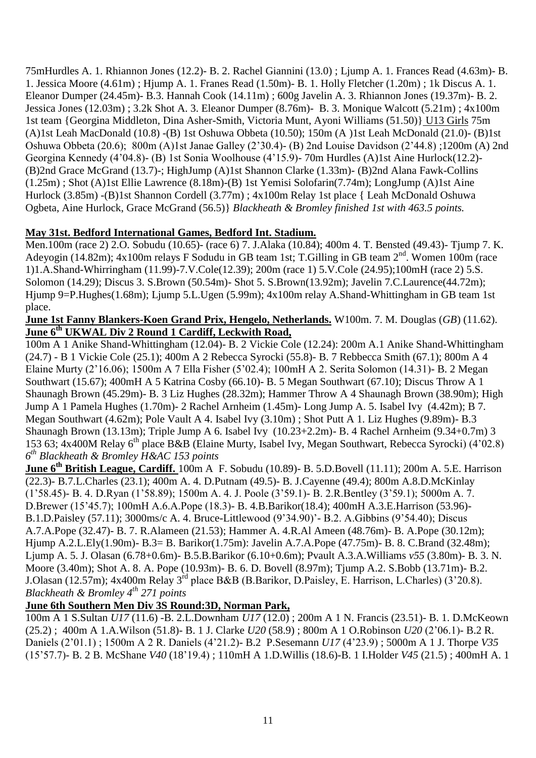75mHurdles A. 1. Rhiannon Jones (12.2)- B. 2. Rachel Giannini (13.0) ; Ljump A. 1. Frances Read (4.63m)- B. 1. Jessica Moore (4.61m) ; Hjump A. 1. Franes Read (1.50m)- B. 1. Holly Fletcher (1.20m) ; 1k Discus A. 1. Eleanor Dumper (24.45m)- B.3. Hannah Cook (14.11m) ; 600g Javelin A. 3. Rhiannon Jones (19.37m)- B. 2. Jessica Jones (12.03m) ; 3.2k Shot A. 3. Eleanor Dumper (8.76m)- B. 3. Monique Walcott (5.21m) ; 4x100m 1st team {Georgina Middleton, Dina Asher-Smith, Victoria Munt, Ayoni Williams (51.50)} U13 Girls 75m (A)1st Leah MacDonald (10.8) -(B) 1st Oshuwa Obbeta (10.50); 150m (A )1st Leah McDonald (21.0)- (B)1st Oshuwa Obbeta (20.6); 800m (A)1st Janae Galley (2'30.4)- (B) 2nd Louise Davidson (2'44.8) ;1200m (A) 2nd Georgina Kennedy (4'04.8)- (B) 1st Sonia Woolhouse (4'15.9)- 70m Hurdles (A)1st Aine Hurlock(12.2)- (B)2nd Grace McGrand (13.7)-; HighJump (A)1st Shannon Clarke (1.33m)- (B)2nd Alana Fawk-Collins (1.25m) ; Shot (A)1st Ellie Lawrence (8.18m)-(B) 1st Yemisi Solofarin(7.74m); LongJump (A)1st Aine Hurlock (3.85m) -(B)1st Shannon Cordell (3.77m) ; 4x100m Relay 1st place { Leah McDonald Oshuwa Ogbeta, Aine Hurlock, Grace McGrand (56.5)} *Blackheath & Bromley finished 1st with 463.5 points.*

**May 31st. Bedford International Games, Bedford Int. Stadium.**

Men.100m (race 2) 2.O. Sobudu (10.65)- (race 6) 7. J.Alaka (10.84); 400m 4. T. Bensted (49.43)- Tjump 7. K. Adeyogin (14.82m); 4x100m relays F Sodudu in GB team 1st; T.Gilling in GB team 2nd. Women 100m (race 1)1.A.Shand-Whirringham (11.99)-7.V.Cole(12.39); 200m (race 1) 5.V.Cole (24.95);100mH (race 2) 5.S. Solomon (14.29); Discus 3. S.Brown (50.54m)- Shot 5. S.Brown(13.92m); Javelin 7.C.Laurence(44.72m); Hjump 9=P.Hughes(1.68m); Ljump 5.L.Ugen (5.99m); 4x100m relay A.Shand-Whittingham in GB team 1st place.

**June 1st Fanny Blankers-Koen Grand Prix, Hengelo, Netherlands.** W100m. 7. M. Douglas (*GB*) (11.62).

**June 6th UKWAL Div 2 Round 1 Cardiff, Leckwith Road,**

100m A 1 Anike Shand-Whittingham (12.04)- B. 2 Vickie Cole (12.24): 200m A.1 Anike Shand-Whittingham (24.7) - B 1 Vickie Cole (25.1); 400m A 2 Rebecca Syrocki (55.8)- B. 7 Rebbecca Smith (67.1); 800m A 4 Elaine Murty (2'16.06); 1500m A 7 Ella Fisher (5'02.4); 100mH A 2. Serita Solomon (14.31)- B. 2 Megan Southwart (15.67); 400mH A 5 Katrina Cosby (66.10)- B. 5 Megan Southwart (67.10); Discus Throw A 1 Shaunagh Brown (45.29m)- B. 3 Liz Hughes (28.32m); Hammer Throw A 4 Shaunagh Brown (38.90m); High Jump A 1 Pamela Hughes (1.70m)- 2 Rachel Arnheim (1.45m)- Long Jump A. 5. Isabel Ivy (4.42m); B 7. Megan Southwart (4.62m); Pole Vault A 4. Isabel Ivy (3.10m) ; Shot Putt A 1. Liz Hughes (9.89m)- B.3 Shaunagh Brown (13.13m); Triple Jump A 6. Isabel Ivy (10.23+2.2m)- B. 4 Rachel Arnheim (9.34+0.7m) 3 153 63; 4x400M Relay 6th place B&B (Elaine Murty, Isabel Ivy, Megan Southwart, Rebecca Syrocki) (4'02.8) *6th Blackheath & Bromley H&AC 153 points*

**June 6th British League, Cardiff.** 100m A F. Sobudu (10.89)- B. 5.D.Bovell (11.11); 200m A. 5.E. Harrison (22.3)- B.7.L.Charles (23.1); 400m A. 4. D.Putnam (49.5)- B. J.Cayenne (49.4); 800m A.8.D.McKinlay (1'58.45)- B. 4. D.Ryan (1'58.89); 1500m A. 4. J. Poole (3'59.1)- B. 2.R.Bentley (3'59.1); 5000m A. 7. D.Brewer (15'45.7); 100mH A.6.A.Pope (18.3)- B. 4.B.Barikor(18.4); 400mH A.3.E.Harrison (53.96)- B.1.D.Paisley (57.11); 3000ms/c A. 4. Bruce-Littlewood (9'34.90)'- B.2. A.Gibbins (9'54.40); Discus A.7.A.Pope (32.47)- B. 7. R.Alameen (21.53); Hammer A. 4.R.Al Ameen (48.76m)- B. A.Pope (30.12m); Hjump A.2.L.Ely(1.90m)- B.3= B. Barikor(1.75m): Javelin A.7.A.Pope (47.75m)- B. 8. C.Brand (32.48m); Ljump A. 5. J. Olasan (6.78+0.6m)- B.5.B.Barikor (6.10+0.6m); Pvault A.3.A.Williams *v55* (3.80m)- B. 3. N. Moore (3.40m); Shot A. 8. A. Pope (10.93m)- B. 6. D. Bovell (8.97m); Tjump A.2. S.Bobb (13.71m)- B.2. J.Olasan (12.57m); 4x400m Relay 3rd place B&B (B.Barikor, D.Paisley, E. Harrison, L.Charles) (3'20.8). *Blackheath & Bromley 4th 271 points*

**June 6th Southern Men Div 3S Round:3D, Norman Park,**

100m A 1 S.Sultan *U17* (11.6) -B. 2.L.Downham *U17* (12.0) ; 200m A 1 N. Francis (23.51)- B. 1. D.McKeown (25.2) ; 400m A 1.A.Wilson (51.8)- B. 1 J. Clarke *U20* (58.9) ; 800m A 1 O.Robinson *U20* (2'06.1)- B.2 R. Daniels (2'01.1) ; 1500m A 2 R. Daniels (4'21.2)- B.2 P.Sesemann *U17* (4'23.9) ; 5000m A 1 J. Thorpe *V35* (15'57.7)- B. 2 B. McShane *V40* (18'19.4) ; 110mH A 1.D.Willis (18.6)-B. 1 I.Holder *V45* (21.5) ; 400mH A. 1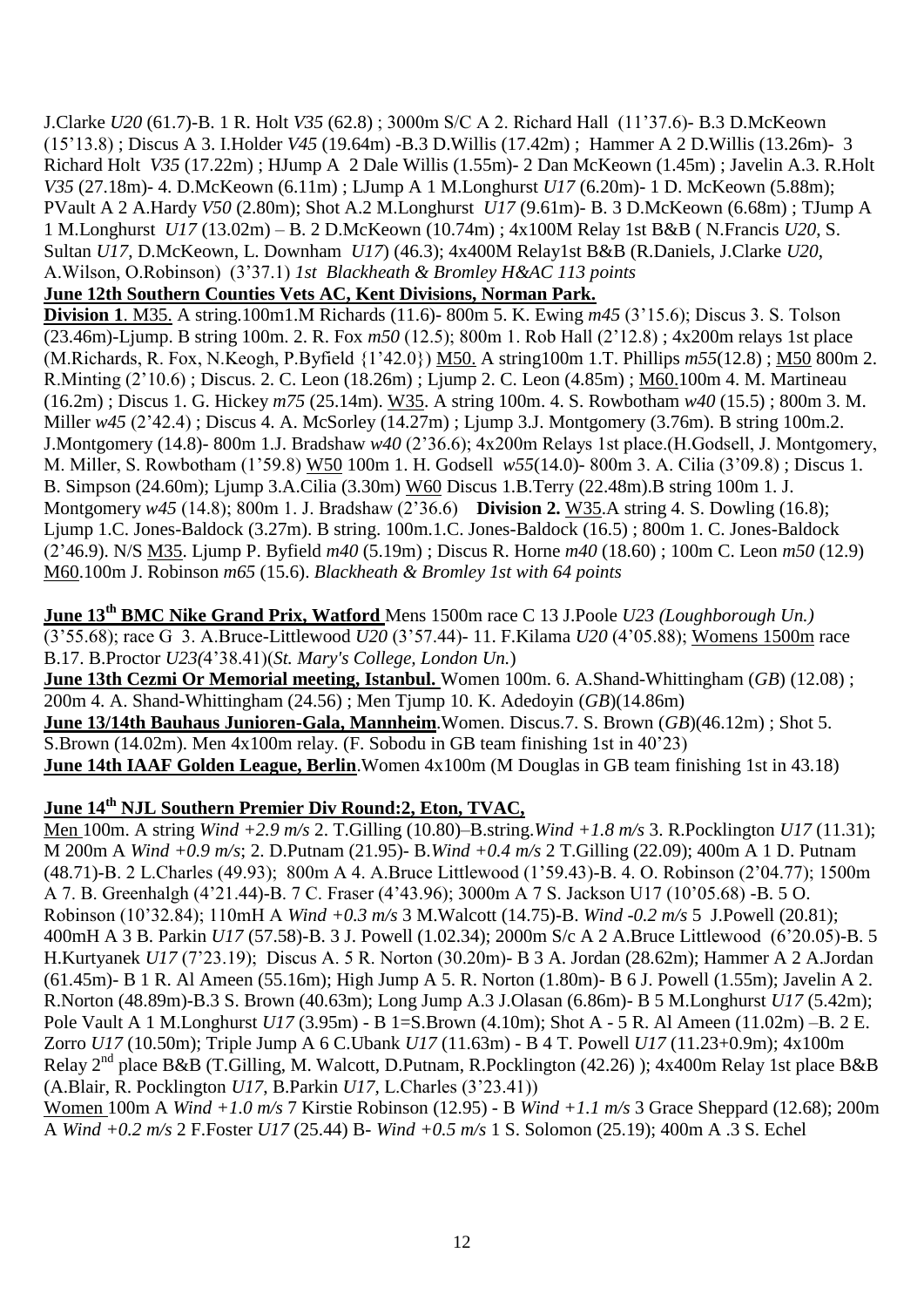J.Clarke *U20* (61.7)-B. 1 R. Holt *V35* (62.8) ; 3000m S/C A 2. Richard Hall (11'37.6)- B.3 D.McKeown (15'13.8) ; Discus A 3. I.Holder *V45* (19.64m) -B.3 D.Willis (17.42m) ; Hammer A 2 D.Willis (13.26m)- 3 Richard Holt *V35* (17.22m) ; HJump A 2 Dale Willis (1.55m)- 2 Dan McKeown (1.45m) ; Javelin A.3. R.Holt *V35* (27.18m)- 4. D.McKeown (6.11m) ; LJump A 1 M.Longhurst *U17* (6.20m)- 1 D. McKeown (5.88m); PVault A 2 A.Hardy *V50* (2.80m); Shot A.2 M.Longhurst *U17* (9.61m)- B. 3 D.McKeown (6.68m) ; TJump A 1 M.Longhurst *U17* (13.02m) – B. 2 D.McKeown (10.74m) ; 4x100M Relay 1st B&B ( N.Francis *U20*, S. Sultan *U17*, D.McKeown, L. Downham *U17*) (46.3); 4x400M Relay1st B&B (R.Daniels, J.Clarke *U20*, A.Wilson, O.Robinson) (3'37.1) *1st Blackheath & Bromley H&AC 113 points*

**June 12th Southern Counties Vets AC, Kent Divisions, Norman Park.**

**Division 1**. M35. A string.100m1.M Richards (11.6)- 800m 5. K. Ewing *m45* (3'15.6); Discus 3. S. Tolson (23.46m)-Ljump. B string 100m. 2. R. Fox *m50* (12.5); 800m 1. Rob Hall (2'12.8) ; 4x200m relays 1st place (M.Richards, R. Fox, N.Keogh, P.Byfield {1'42.0}) M50. A string100m 1.T. Phillips *m55*(12.8) ; M50 800m 2. R.Minting (2'10.6) ; Discus. 2. C. Leon (18.26m) ; Ljump 2. C. Leon (4.85m) ; M60.100m 4. M. Martineau (16.2m) ; Discus 1. G. Hickey *m75* (25.14m). W35. A string 100m. 4. S. Rowbotham *w40* (15.5) ; 800m 3. M. Miller *w45* (2'42.4) ; Discus 4. A. McSorley (14.27m) ; Ljump 3.J. Montgomery (3.76m). B string 100m.2. J.Montgomery (14.8)- 800m 1.J. Bradshaw *w40* (2'36.6); 4x200m Relays 1st place.(H.Godsell, J. Montgomery, M. Miller, S. Rowbotham (1'59.8) W50 100m 1. H. Godsell *w55*(14.0)- 800m 3. A. Cilia (3'09.8) ; Discus 1. B. Simpson (24.60m); Ljump 3.A.Cilia (3.30m) W60 Discus 1.B.Terry (22.48m).B string 100m 1. J. Montgomery *w45* (14.8); 800m 1. J. Bradshaw (2'36.6) **Division 2.** W35.A string 4. S. Dowling (16.8); Ljump 1.C. Jones-Baldock (3.27m). B string. 100m.1.C. Jones-Baldock (16.5) ; 800m 1. C. Jones-Baldock (2'46.9). N/S M35. Ljump P. Byfield *m40* (5.19m) ; Discus R. Horne *m40* (18.60) ; 100m C. Leon *m50* (12.9) M60.100m J. Robinson *m65* (15.6). *Blackheath & Bromley 1st with 64 points*

**June 13th BMC Nike Grand Prix, Watford** Mens 1500m race C 13 J.Poole *U23 (Loughborough Un.)* (3'55.68); race G 3. A.Bruce-Littlewood *U20* (3'57.44)- 11. F.Kilama *U20* (4'05.88); Womens 1500m race B.17. B.Proctor *U23(*4'38.41)(*St. Mary's College, London Un.*)

**June 13th Cezmi Or Memorial meeting, Istanbul.** Women 100m. 6. A.Shand-Whittingham (*GB*) (12.08) ; 200m 4. A. Shand-Whittingham (24.56) ; Men Tjump 10. K. Adedoyin (*GB*)(14.86m)

**June 13/14th Bauhaus Junioren-Gala, Mannheim**.Women. Discus.7. S. Brown (*GB*)(46.12m) ; Shot 5. S.Brown (14.02m). Men 4x100m relay. (F. Sobodu in GB team finishing 1st in 40'23)

**June 14th IAAF Golden League, Berlin**.Women 4x100m (M Douglas in GB team finishing 1st in 43.18)

**June 14th NJL Southern Premier Div Round:2, Eton, TVAC,**

Men 100m. A string *Wind +2.9 m/s* 2. T.Gilling (10.80)–B.string.*Wind +1.8 m/s* 3. R.Pocklington *U17* (11.31); M 200m A *Wind +0.9 m/s*; 2. D.Putnam (21.95)- B.*Wind +0.4 m/s* 2 T.Gilling (22.09); 400m A 1 D. Putnam (48.71)-B. 2 L.Charles (49.93); 800m A 4. A.Bruce Littlewood (1'59.43)-B. 4. O. Robinson (2'04.77); 1500m A 7. B. Greenhalgh (4'21.44)-B. 7 C. Fraser (4'43.96); 3000m A 7 S. Jackson U17 (10'05.68) -B. 5 O. Robinson (10'32.84); 110mH A *Wind +0.3 m/s* 3 M.Walcott (14.75)-B. *Wind -0.2 m/s* 5 J.Powell (20.81); 400mH A 3 B. Parkin *U17* (57.58)-B. 3 J. Powell (1.02.34); 2000m S/c A 2 A.Bruce Littlewood (6'20.05)-B. 5 H.Kurtyanek *U17* (7'23.19); Discus A. 5 R. Norton (30.20m)- B 3 A. Jordan (28.62m); Hammer A 2 A.Jordan (61.45m)- B 1 R. Al Ameen (55.16m); High Jump A 5. R. Norton (1.80m)- B 6 J. Powell (1.55m); Javelin A 2. R.Norton (48.89m)-B.3 S. Brown (40.63m); Long Jump A.3 J.Olasan (6.86m)- B 5 M.Longhurst *U17* (5.42m); Pole Vault A 1 M.Longhurst *U17* (3.95m) - B 1=S.Brown (4.10m); Shot A - 5 R. Al Ameen (11.02m) –B. 2 E. Zorro *U17* (10.50m); Triple Jump A 6 C.Ubank *U17* (11.63m) - B 4 T. Powell *U17* (11.23+0.9m); 4x100m Relay 2nd place B&B (T.Gilling, M. Walcott, D.Putnam, R.Pocklington (42.26) ); 4x400m Relay 1st place B&B (A.Blair, R. Pocklington *U17*, B.Parkin *U17*, L.Charles (3'23.41))

Women 100m A *Wind +1.0 m/s* 7 Kirstie Robinson (12.95) - B *Wind +1.1 m/s* 3 Grace Sheppard (12.68); 200m A *Wind +0.2 m/s* 2 F.Foster *U17* (25.44) B- *Wind +0.5 m/s* 1 S. Solomon (25.19); 400m A .3 S. Echel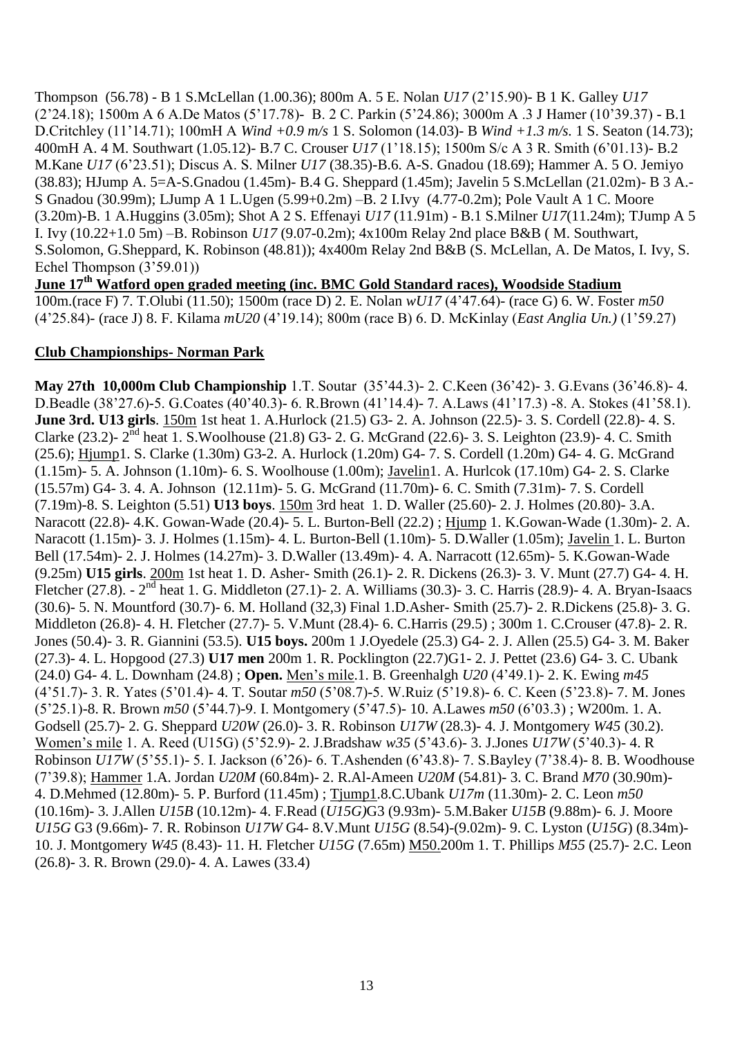Thompson (56.78) - B 1 S.McLellan (1.00.36); 800m A. 5 E. Nolan *U17* (2'15.90)- B 1 K. Galley *U17* (2'24.18); 1500m A 6 A.De Matos (5'17.78)- B. 2 C. Parkin (5'24.86); 3000m A .3 J Hamer (10'39.37) - B.1 D.Critchley (11'14.71); 100mH A *Wind +0.9 m/s* 1 S. Solomon (14.03)- B *Wind +1.3 m/s.* 1 S. Seaton (14.73); 400mH A. 4 M. Southwart (1.05.12)- B.7 C. Crouser *U17* (1'18.15); 1500m S/c A 3 R. Smith (6'01.13)- B.2 M.Kane *U17* (6'23.51); Discus A. S. Milner *U17* (38.35)-B.6. A-S. Gnadou (18.69); Hammer A. 5 O. Jemiyo (38.83); HJump A. 5=A-S.Gnadou (1.45m)- B.4 G. Sheppard (1.45m); Javelin 5 S.McLellan (21.02m)- B 3 A.-S Gnadou (30.99m); LJump A 1 L.Ugen (5.99+0.2m) –B. 2 I.Ivy (4.77-0.2m); Pole Vault A 1 C. Moore (3.20m)-B. 1 A.Huggins (3.05m); Shot A 2 S. Effenayi *U17* (11.91m) - B.1 S.Milner *U17*(11.24m); TJump A 5 I. Ivy (10.22+1.0 5m) –B. Robinson *U17* (9.07-0.2m); 4x100m Relay 2nd place B&B ( M. Southwart, S.Solomon, G.Sheppard, K. Robinson (48.81)); 4x400m Relay 2nd B&B (S. McLellan, A. De Matos, I. Ivy, S. Echel Thompson (3'59.01))

**June 17th Watford open graded meeting (inc. BMC Gold Standard races), Woodside Stadium**

100m.(race F) 7. T.Olubi (11.50); 1500m (race D) 2. E. Nolan *wU17* (4'47.64)- (race G) 6. W. Foster *m50* (4'25.84)- (race J) 8. F. Kilama *mU20* (4'19.14); 800m (race B) 6. D. McKinlay (*East Anglia Un.)* (1'59.27)

**Club Championships- Norman Park**

**May 27th 10,000m Club Championship** 1.T. Soutar (35'44.3)- 2. C.Keen (36'42)- 3. G.Evans (36'46.8)- 4. D.Beadle (38'27.6)-5. G.Coates (40'40.3)- 6. R.Brown (41'14.4)- 7. A.Laws (41'17.3) -8. A. Stokes (41'58.1). **June 3rd. U13 girls**. 150m 1st heat 1. A.Hurlock (21.5) G3- 2. A. Johnson (22.5)- 3. S. Cordell (22.8)- 4. S. Clarke (23.2)- 2nd heat 1. S.Woolhouse (21.8) G3- 2. G. McGrand (22.6)- 3. S. Leighton (23.9)- 4. C. Smith (25.6); Hjump1. S. Clarke (1.30m) G3-2. A. Hurlock (1.20m) G4- 7. S. Cordell (1.20m) G4- 4. G. McGrand (1.15m)- 5. A. Johnson (1.10m)- 6. S. Woolhouse (1.00m); Javelin1. A. Hurlcok (17.10m) G4- 2. S. Clarke (15.57m) G4- 3. 4. A. Johnson (12.11m)- 5. G. McGrand (11.70m)- 6. C. Smith (7.31m)- 7. S. Cordell (7.19m)-8. S. Leighton (5.51) **U13 boys**. 150m 3rd heat 1. D. Waller (25.60)- 2. J. Holmes (20.80)- 3.A. Naracott (22.8)- 4.K. Gowan-Wade (20.4)- 5. L. Burton-Bell (22.2) ; Hjump 1. K.Gowan-Wade (1.30m)- 2. A. Naracott (1.15m)- 3. J. Holmes (1.15m)- 4. L. Burton-Bell (1.10m)- 5. D.Waller (1.05m); Javelin 1. L. Burton Bell (17.54m)- 2. J. Holmes (14.27m)- 3. D.Waller (13.49m)- 4. A. Narracott (12.65m)- 5. K.Gowan-Wade (9.25m) **U15 girls**. 200m 1st heat 1. D. Asher- Smith (26.1)- 2. R. Dickens (26.3)- 3. V. Munt (27.7) G4- 4. H. Fletcher (27.8). - 2nd heat 1. G. Middleton (27.1)- 2. A. Williams (30.3)- 3. C. Harris (28.9)- 4. A. Bryan-Isaacs (30.6)- 5. N. Mountford (30.7)- 6. M. Holland (32,3) Final 1.D.Asher- Smith (25.7)- 2. R.Dickens (25.8)- 3. G. Middleton (26.8)- 4. H. Fletcher (27.7)- 5. V.Munt (28.4)- 6. C.Harris (29.5) ; 300m 1. C.Crouser (47.8)- 2. R. Jones (50.4)- 3. R. Giannini (53.5). **U15 boys.** 200m 1 J.Oyedele (25.3) G4- 2. J. Allen (25.5) G4- 3. M. Baker (27.3)- 4. L. Hopgood (27.3) **U17 men** 200m 1. R. Pocklington (22.7)G1- 2. J. Pettet (23.6) G4- 3. C. Ubank (24.0) G4- 4. L. Downham (24.8) ; **Open.** Men's mile.1. B. Greenhalgh *U20* (4'49.1)- 2. K. Ewing *m45* (4'51.7)- 3. R. Yates (5'01.4)- 4. T. Soutar *m50* (5'08.7)-5. W.Ruiz (5'19.8)- 6. C. Keen (5'23.8)- 7. M. Jones (5'25.1)-8. R. Brown *m50* (5'44.7)-9. I. Montgomery (5'47.5)- 10. A.Lawes *m50* (6'03.3) ; W200m. 1. A. Godsell (25.7)- 2. G. Sheppard *U20W* (26.0)- 3. R. Robinson *U17W* (28.3)- 4. J. Montgomery *W45* (30.2). Women's mile 1. A. Reed (U15G) (5'52.9)- 2. J.Bradshaw *w35* (5'43.6)- 3. J.Jones *U17W* (5'40.3)- 4. R Robinson *U17W* (5'55.1)- 5. I. Jackson (6'26)- 6. T.Ashenden (6'43.8)- 7. S.Bayley (7'38.4)- 8. B. Woodhouse (7'39.8); Hammer 1.A. Jordan *U20M* (60.84m)- 2. R.Al-Ameen *U20M* (54.81)- 3. C. Brand *M70* (30.90m)- 4. D.Mehmed (12.80m)- 5. P. Burford (11.45m) ; Tjump1.8.C.Ubank *U17m* (11.30m)- 2. C. Leon *m50* (10.16m)- 3. J.Allen *U15B* (10.12m)- 4. F.Read (*U15G)*G3 (9.93m)- 5.M.Baker *U15B* (9.88m)- 6. J. Moore *U15G* G3 (9.66m)- 7. R. Robinson *U17W* G4- 8.V.Munt *U15G* (8.54)-(9.02m)- 9. C. Lyston (*U15G*) (8.34m)- 10. J. Montgomery *W45* (8.43)- 11. H. Fletcher *U15G* (7.65m) M50.200m 1. T. Phillips *M55* (25.7)- 2.C. Leon (26.8)- 3. R. Brown (29.0)- 4. A. Lawes (33.4)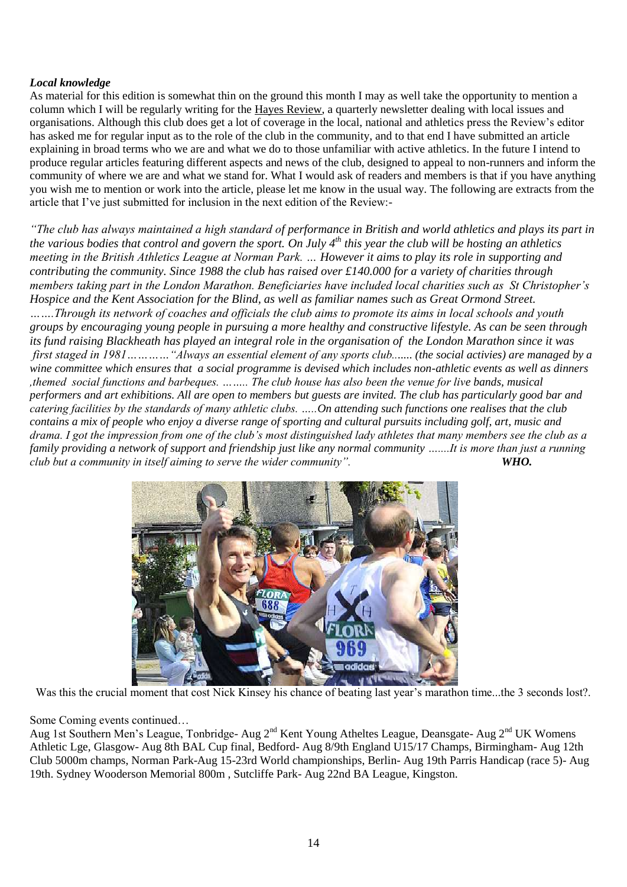***Local knowledge***

As material for this edition is somewhat thin on the ground this month I may as well take the opportunity to mention a column which I will be regularly writing for the Hayes Review, a quarterly newsletter dealing with local issues and organisations. Although this club does get a lot of coverage in the local, national and athletics press the Review's editor has asked me for regular input as to the role of the club in the community, and to that end I have submitted an article explaining in broad terms who we are and what we do to those unfamiliar with active athletics. In the future I intend to produce regular articles featuring different aspects and news of the club, designed to appeal to non-runners and inform the community of where we are and what we stand for. What I would ask of readers and members is that if you have anything you wish me to mention or work into the article, please let me know in the usual way. The following are extracts from the article that I've just submitted for inclusion in the next edition of the Review:-

*"The club has always maintained a high standard of performance in British and world athletics and plays its part in the various bodies that control and govern the sport. On July 4th this year the club will be hosting an athletics meeting in the British Athletics League at Norman Park. … However it aims to play its role in supporting and contributing the community. Since 1988 the club has raised over £140.000 for a variety of charities through members taking part in the London Marathon. Beneficiaries have included local charities such as St Christopher's Hospice and the Kent Association for the Blind, as well as familiar names such as Great Ormond Street. …….Through its network of coaches and officials the club aims to promote its aims in local schools and youth groups by encouraging young people in pursuing a more healthy and constructive lifestyle. As can be seen through its fund raising Blackheath has played an integral role in the organisation of the London Marathon since it was first staged in 1981…………"Always an essential element of any sports club....... (the social activies) are managed by a wine committee which ensures that a social programme is devised which includes non-athletic events as well as dinners ,themed social functions and barbeques. …….. The club house has also been the venue for live bands, musical performers and art exhibitions. All are open to members but guests are invited. The club has particularly good bar and catering facilities by the standards of many athletic clubs. …..On attending such functions one realises that the club contains a mix of people who enjoy a diverse range of sporting and cultural pursuits including golf, art, music and drama. I got the impression from one of the club's most distinguished lady athletes that many members see the club as a family providing a network of support and friendship just like any normal community …....It is more than just a running club but a community in itself aiming to serve the wider community".* ***WHO.***

Was this the crucial moment that cost Nick Kinsey his chance of beating last year's marathon time...the 3 seconds lost?.

Some Coming events continued…

Aug 1st Southern Men's League, Tonbridge- Aug 2nd Kent Young Atheltes League, Deansgate- Aug 2nd UK Womens Athletic Lge, Glasgow- Aug 8th BAL Cup final, Bedford- Aug 8/9th England U15/17 Champs, Birmingham- Aug 12th Club 5000m champs, Norman Park-Aug 15-23rd World championships, Berlin- Aug 19th Parris Handicap (race 5)- Aug 19th. Sydney Wooderson Memorial 800m , Sutcliffe Park- Aug 22nd BA League, Kingston.